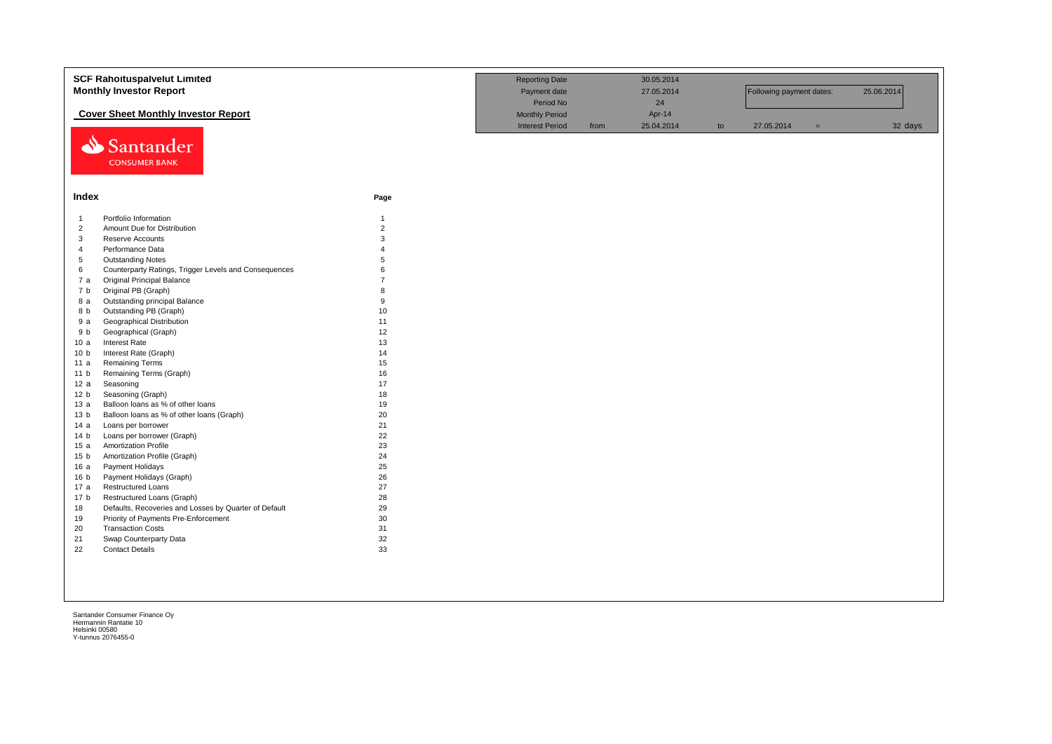# SCF Rahoituspalvelut Limited

## Monthly Investor Report

### Cover Sheet Monthly Investor Report

| | | | | | | | |
|---|---|---|---|---|---|---|---|
| Reporting Date | | 30.05.2014 | | | | | |
| Payment date | | 27.05.2014 | | Following payment dates: | | 25.06.2014 | |
| Period No | | 24 | | | | | |
| Monthly Period | | Apr-14 | | | | | |
| Interest Period | from | 25.04.2014 | to | 27.05.2014 | = | | 32 days |

Santander
CONSUMER BANK

## Index

| | | Page |
|---|---|---|
| 1 | Portfolio Information | 1 |
| 2 | Amount Due for Distribution | 2 |
| 3 | Reserve Accounts | 3 |
| 4 | Performance Data | 4 |
| 5 | Outstanding Notes | 5 |
| 6 | Counterparty Ratings, Trigger Levels and Consequences | 6 |
| 7 a | Original Principal Balance | 7 |
| 7 b | Original PB (Graph) | 8 |
| 8 a | Outstanding principal Balance | 9 |
| 8 b | Outstanding PB (Graph) | 10 |
| 9 a | Geographical Distribution | 11 |
| 9 b | Geographical (Graph) | 12 |
| 10 a | Interest Rate | 13 |
| 10 b | Interest Rate (Graph) | 14 |
| 11 a | Remaining Terms | 15 |
| 11 b | Remaining Terms (Graph) | 16 |
| 12 a | Seasoning | 17 |
| 12 b | Seasoning (Graph) | 18 |
| 13 a | Balloon loans as % of other loans | 19 |
| 13 b | Balloon loans as % of other loans (Graph) | 20 |
| 14 a | Loans per borrower | 21 |
| 14 b | Loans per borrower (Graph) | 22 |
| 15 a | Amortization Profile | 23 |
| 15 b | Amortization Profile (Graph) | 24 |
| 16 a | Payment Holidays | 25 |
| 16 b | Payment Holidays (Graph) | 26 |
| 17 a | Restructured Loans | 27 |
| 17 b | Restructured Loans (Graph) | 28 |
| 18 | Defaults, Recoveries and Losses by Quarter of Default | 29 |
| 19 | Priority of Payments Pre-Enforcement | 30 |
| 20 | Transaction Costs | 31 |
| 21 | Swap Counterparty Data | 32 |
| 22 | Contact Details | 33 |

Santander Consumer Finance Oy
Hermannin Rantatie 10
Helsinki 00580
Y-tunnus 2076455-0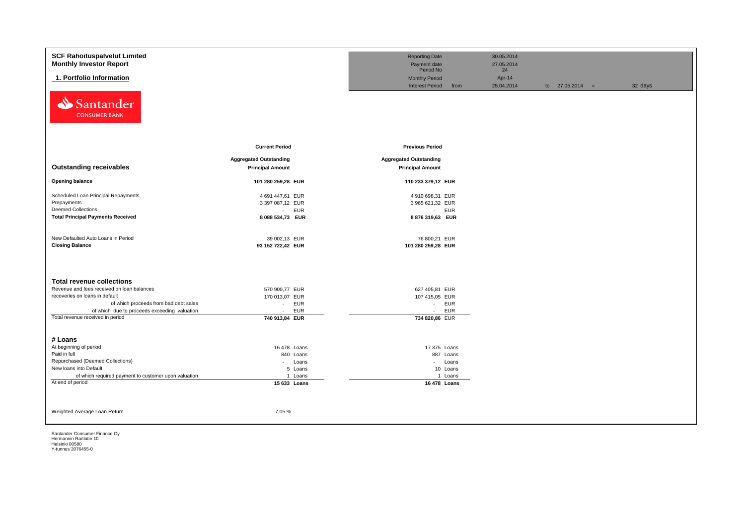**SCF Rahoituspalvelut Limited**
**Monthly Investor Report**

## 1. Portfolio Information

| | | | |
|---|---|---|---|
| Reporting Date | | 30.05.2014 | |
| Payment date | | 27.05.2014 | |
| Period No | | 24 | |
| Monthly Period | | Apr-14 | |
| Interest Period | from | 25.04.2014 | to 27.05.2014 = 32 days |

Santander CONSUMER BANK

| | Current Period | | Previous Period | |
|---|---|---|---|---|
| **Outstanding receivables** | **Aggregated Outstanding Principal Amount** | | **Aggregated Outstanding Principal Amount** | |
| **Opening balance** | **101 280 259,28** | **EUR** | **110 233 379,12** | **EUR** |
| Scheduled Loan Principal Repayments | 4 691 447,61 | EUR | 4 910 698,31 | EUR |
| Prepayments | 3 397 087,12 | EUR | 3 965 621,32 | EUR |
| Deemed Collections | - | EUR | - | EUR |
| **Total Principal Payments Received** | **8 088 534,73** | **EUR** | **8 876 319,63** | **EUR** |
| New Defaulted Auto Loans in Period | 39 002,13 | EUR | 76 800,21 | EUR |
| **Closing Balance** | **93 152 722,42** | **EUR** | **101 280 259,28** | **EUR** |

| **Total revenue collections** | | | | |
|---|---|---|---|---|
| Revenue and fees received on loan balances | 570 900,77 | EUR | 627 405,81 | EUR |
| recoveries on loans in default | 170 013,07 | EUR | 107 415,05 | EUR |
| of which proceeds from bad debt sales | - | EUR | - | EUR |
| of which due to proceeds exceeding valuation | - | EUR | - | EUR |
| Total revenue received in period | **740 913,84** | **EUR** | **734 820,86** | EUR |

| **# Loans** | | | | |
|---|---|---|---|---|
| At beginning of period | 16 478 | Loans | 17 375 | Loans |
| Paid in full | 840 | Loans | 887 | Loans |
| Repurchased (Deemed Collections) | - | Loans | - | Loans |
| New loans into Default | 5 | Loans | 10 | Loans |
| of which required payment to customer upon valuation | 1 | Loans | 1 | Loans |
| At end of period | **15 633** | **Loans** | **16 478** | **Loans** |

| | |
|---|---|
| Weighted Average Loan Return | 7,05 % |

Santander Consumer Finance Oy
Hermannin Rantatie 10
Helsinki 00580
Y-tunnus 2076455-0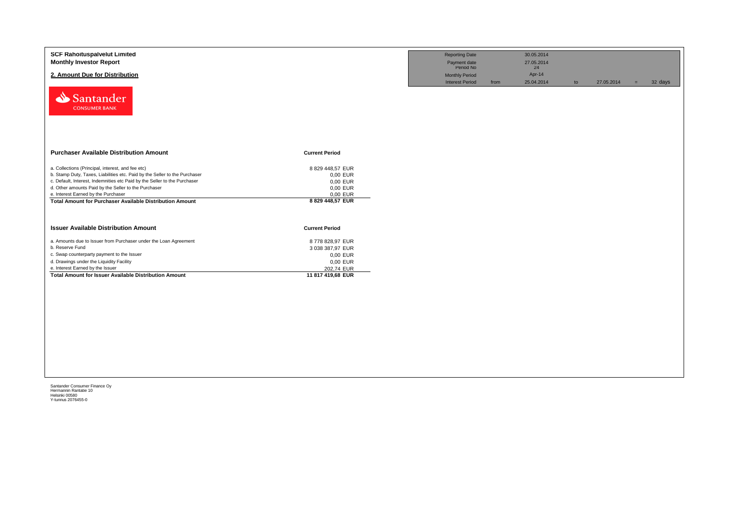**SCF Rahoituspalvelut Limited**
**Monthly Investor Report**

## 2. Amount Due for Distribution

| Reporting Date | | 30.05.2014 | | | | |
|---|---|---|---|---|---|---|
| Payment date Period No | | 27.05.2014 24 | | | | |
| Monthly Period | | Apr-14 | | | | |
| Interest Period | from | 25.04.2014 | to | 27.05.2014 | = | 32 days |

| Purchaser Available Distribution Amount | Current Period |
|---|---|
| a. Collections (Principal, interest, and fee etc) | 8 829 448,57 EUR |
| b. Stamp Duty, Taxes, Liabilities etc. Paid by the Seller to the Purchaser | 0,00 EUR |
| c. Default, Interest, Indemnities etc Paid by the Seller to the Purchaser | 0,00 EUR |
| d. Other amounts Paid by the Seller to the Purchaser | 0,00 EUR |
| e. Interest Earned by the Purchaser | 0,00 EUR |
| **Total Amount for Purchaser Available Distribution Amount** | **8 829 448,57 EUR** |

| Issuer Available Distribution Amount | Current Period |
|---|---|
| a. Amounts due to Issuer from Purchaser under the Loan Agreement | 8 778 828,97 EUR |
| b. Reserve Fund | 3 038 387,97 EUR |
| c. Swap counterparty payment to the Issuer | 0,00 EUR |
| d. Drawings under the Liquidity Facility | 0,00 EUR |
| e. Interest Earned by the Issuer | 202,74 EUR |
| **Total Amount for Issuer Available Distribution Amount** | **11 817 419,68 EUR** |

Santander Consumer Finance Oy
Hermannin Rantatie 10
Helsinki 00580
Y-tunnus 2076455-0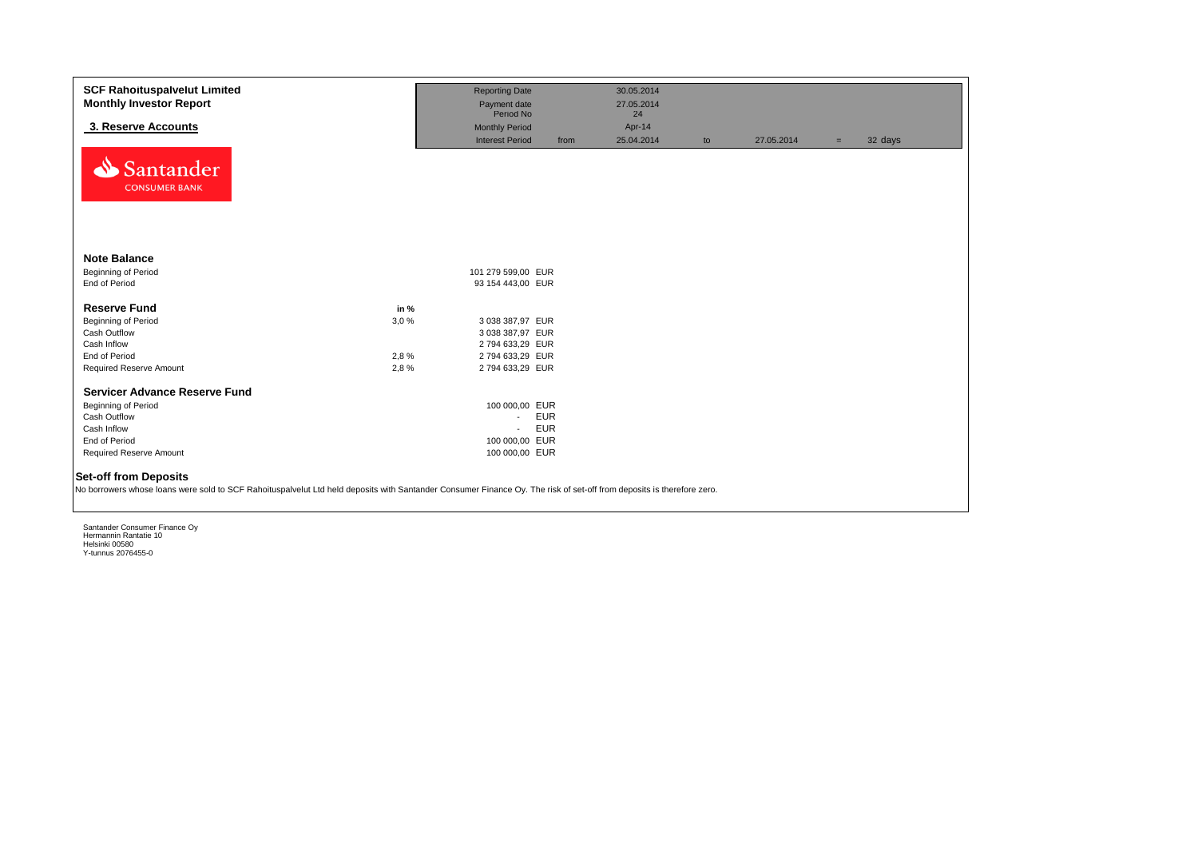**SCF Rahoituspalvelut Limited**
**Monthly Investor Report**

## 3. Reserve Accounts

| | | | | | |
|---|---|---|---|---|---|
| Reporting Date | | 30.05.2014 | | | |
| Payment date | | 27.05.2014 | | | |
| Period No | | 24 | | | |
| Monthly Period | | Apr-14 | | | |
| Interest Period | from | 25.04.2014 | to | 27.05.2014 | = 32 days |

Santander CONSUMER BANK

### Note Balance

| | | |
|---|---|---|
| Beginning of Period | 101 279 599,00 | EUR |
| End of Period | 93 154 443,00 | EUR |

### Reserve Fund

| | in % | | |
|---|---|---|---|
| Beginning of Period | 3,0 % | 3 038 387,97 | EUR |
| Cash Outflow | | 3 038 387,97 | EUR |
| Cash Inflow | | 2 794 633,29 | EUR |
| End of Period | 2,8 % | 2 794 633,29 | EUR |
| Required Reserve Amount | 2,8 % | 2 794 633,29 | EUR |

### Servicer Advance Reserve Fund

| | | |
|---|---|---|
| Beginning of Period | 100 000,00 | EUR |
| Cash Outflow | - | EUR |
| Cash Inflow | - | EUR |
| End of Period | 100 000,00 | EUR |
| Required Reserve Amount | 100 000,00 | EUR |

### Set-off from Deposits

No borrowers whose loans were sold to SCF Rahoituspalvelut Ltd held deposits with Santander Consumer Finance Oy. The risk of set-off from deposits is therefore zero.

Santander Consumer Finance Oy
Hermannin Rantatie 10
Helsinki 00580
Y-tunnus 2076455-0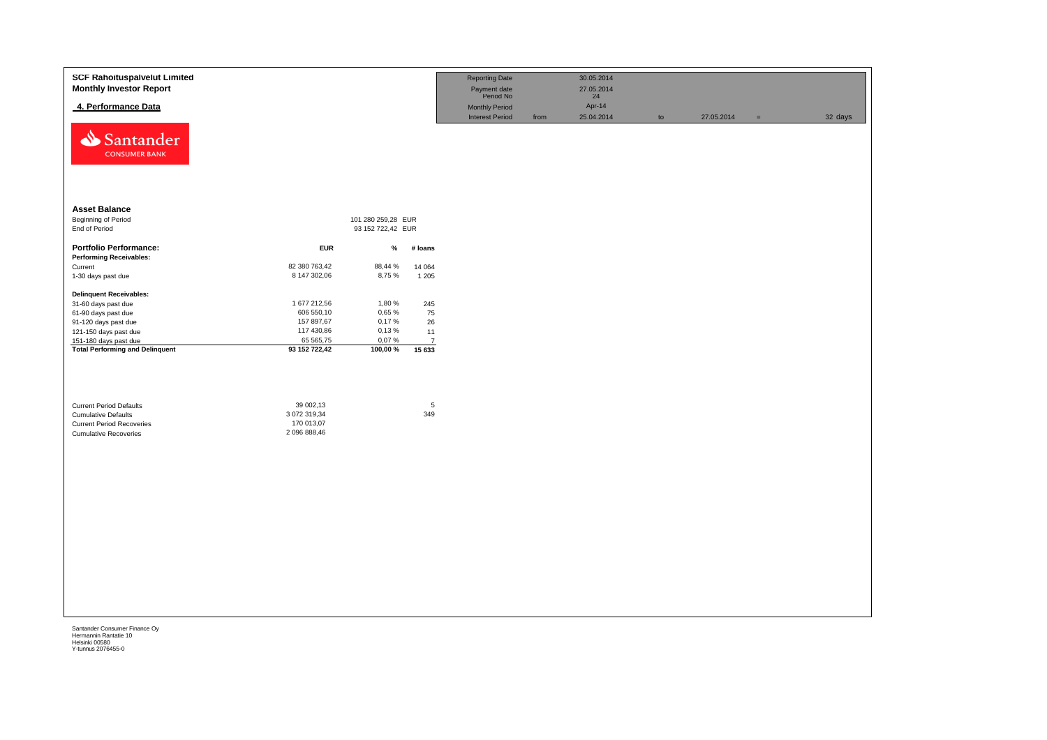**SCF Rahoituspalvelut Limited**
**Monthly Investor Report**

**4. Performance Data**

| Reporting Date | | 30.05.2014 | | | | |
|---|---|---|---|---|---|---|
| Payment date | | 27.05.2014 | | | | |
| Period No | | 24 | | | | |
| Monthly Period | | Apr-14 | | | | |
| Interest Period | from | 25.04.2014 | to | 27.05.2014 | = | 32 days |

## Asset Balance

| | | |
|---|---|---|
| Beginning of Period | 101 280 259,28 | EUR |
| End of Period | 93 152 722,42 | EUR |

| **Portfolio Performance:** | **EUR** | **%** | **# loans** |
|---|---|---|---|
| **Performing Receivables:** | | | |
| Current | 82 380 763,42 | 88,44 % | 14 064 |
| 1-30 days past due | 8 147 302,06 | 8,75 % | 1 205 |
| **Delinquent Receivables:** | | | |
| 31-60 days past due | 1 677 212,56 | 1,80 % | 245 |
| 61-90 days past due | 606 550,10 | 0,65 % | 75 |
| 91-120 days past due | 157 897,67 | 0,17 % | 26 |
| 121-150 days past due | 117 430,86 | 0,13 % | 11 |
| 151-180 days past due | 65 565,75 | 0,07 % | 7 |
| **Total Performing and Delinquent** | **93 152 722,42** | **100,00 %** | **15 633** |

| | | |
|---|---|---|
| Current Period Defaults | 39 002,13 | 5 |
| Cumulative Defaults | 3 072 319,34 | 349 |
| Current Period Recoveries | 170 013,07 | |
| Cumulative Recoveries | 2 096 888,46 | |

Santander Consumer Finance Oy
Hermannin Rantatie 10
Helsinki 00580
Y-tunnus 2076455-0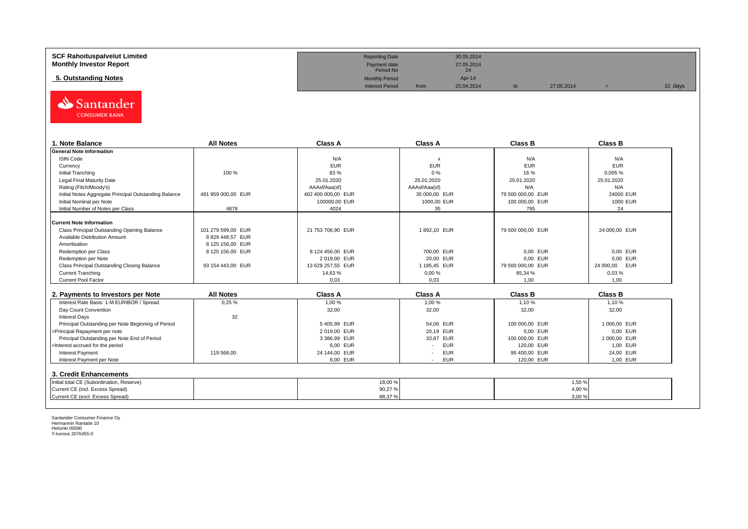**SCF Rahoituspalvelut Limited**
**Monthly Investor Report**

**5. Outstanding Notes**

| | | | | | | |
|---|---|---|---|---|---|---|
| Reporting Date | | 30.05.2014 | | | | |
| Payment date | | 27.05.2014 | | | | |
| Period No | | 24 | | | | |
| Monthly Period | | Apr-14 | | | | |
| Interest Period | from | 25.04.2014 | to | 27.05.2014 | = | 32 days |

Santander CONSUMER BANK

| 1. Note Balance | All Notes | Class A | Class A | Class B | Class B |
|---|---|---|---|---|---|
| **General Note Information** | | | | | |
| ISIN Code | | N/A | x | N/A | N/A |
| Currency | | EUR | EUR | EUR | EUR |
| Initial Tranching | 100 % | 83 % | 0 % | 16 % | 0,005 % |
| Legal Final Maturity Date | | 25.01.2020 | 25.01.2020 | 25.01.2020 | 25.01.2020 |
| Rating (Fitch/Moody's) | | AAAsf/Aaa(sf) | AAAsf/Aaa(sf) | N/A | N/A |
| Initial Notes Aggregate Principal Outstanding Balance | 481 959 000,00 EUR | 402 400 000,00 EUR | 35 000,00 EUR | 79 500 000,00 EUR | 24000 EUR |
| Initial Nominal per Note | | 100000,00 EUR | 1000,00 EUR | 100 000,00 EUR | 1000 EUR |
| Initial Number of Notes per Class | 4878 | 4024 | 35 | 795 | 24 |
| **Current Note Information** | | | | | |
| Class Principal Outstanding Opening Balance | 101 279 599,00 EUR | 21 753 706,90 EUR | 1 892,10 EUR | 79 500 000,00 EUR | 24 000,00 EUR |
| Available Distribution Amount | 8 829 448,57 EUR | | | | |
| Amortisation | 8 125 156,00 EUR | | | | |
| Redemption per Class | 8 125 156,00 EUR | 8 124 456,00 EUR | 700,00 EUR | 0,00 EUR | 0,00 EUR |
| Redemption per Note | | 2 019,00 EUR | 20,00 EUR | 0,00 EUR | 0,00 EUR |
| Class Principal Outstanding Closing Balance | 93 154 443,00 EUR | 13 629 257,55 EUR | 1 185,45 EUR | 79 500 000,00 EUR | 24 000,00 EUR |
| Current Tranching | | 14,63 % | 0,00 % | 85,34 % | 0,03 % |
| Current Pool Factor | | 0,03 | 0,03 | 1,00 | 1,00 |

| 2. Payments to Investors per Note | All Notes | Class A | Class A | Class B | Class B |
|---|---|---|---|---|---|
| Interest Rate Basis: 1-M EURIBOR / Spread | 0,25 % | 1,00 % | 1,00 % | 1,10 % | 1,10 % |
| Day Count Convention | | 32,00 | 32,00 | 32,00 | 32,00 |
| Interest Days | 32 | | | | |
| Principal Outstanding per Note Beginning of Period | | 5 405,99 EUR | 54,06 EUR | 100 000,00 EUR | 1 000,00 EUR |
| >Principal Repayment per note | | 2 019,00 EUR | 20,19 EUR | 0,00 EUR | 0,00 EUR |
| Principal Outstanding per Note End of Period | | 3 386,99 EUR | 33,87 EUR | 100 000,00 EUR | 1 000,00 EUR |
| >Interest accrued for the period | | 6,00 EUR | - EUR | 120,00 EUR | 1,00 EUR |
| Interest Payment | 119 568,00 | 24 144,00 EUR | - EUR | 95 400,00 EUR | 24,00 EUR |
| Interest Payment per Note | | 6,00 EUR | - EUR | 120,00 EUR | 1,00 EUR |

**3. Credit Enhancements**

| | | Class A | | Class B | |
|---|---|---|---|---|---|
| Initial total CE (Subordination, Reserve) | | 18,00 % | | 1,50 % | |
| Current CE (incl. Excess Spread) | | 90,27 % | | 4,90 % | |
| Current CE (excl. Excess Spread) | | 88,37 % | | 3,00 % | |

Santander Consumer Finance Oy
Hermannin Rantatie 10
Helsinki 00580
Y-tunnus 2076455-0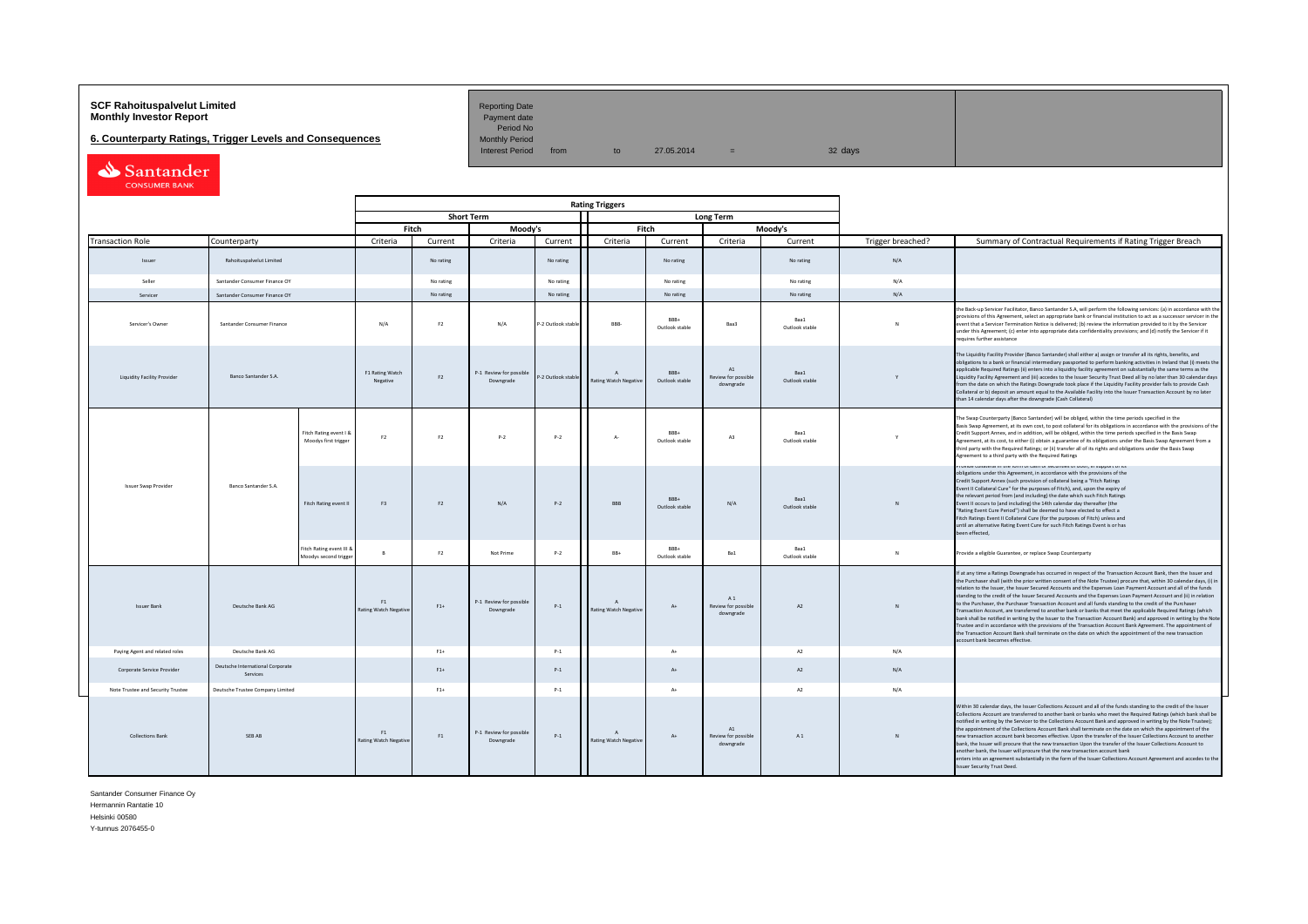**SCF Rahoituspalvelut Limited**
**Monthly Investor Report**

**6. Counterparty Ratings, Trigger Levels and Consequences**

| Reporting Date | | | | | |
|---|---|---|---|---|---|
| Payment date | | | | | |
| Period No | | | | | |
| Monthly Period | | | | | |
| Interest Period | from | to | 27.05.2014 | = | 32 days |

| | | | Rating Triggers | | | | | | | | | | |
|---|---|---|---|---|---|---|---|---|---|---|---|---|---|
| | | | Short Term | | | | Long Term | | | | | | |
| | | | Fitch | | Moody's | | Fitch | | Moody's | | | | |
| Transaction Role | Counterparty | | Criteria | Current | Criteria | Current | Criteria | Current | Criteria | Current | Trigger breached? | Summary of Contractual Requirements if Rating Trigger Breach |
| Issuer | Rahoituspalvelut Limited | | | No rating | | No rating | | No rating | | No rating | N/A | |
| Seller | Santander Consumer Finance OY | | | No rating | | No rating | | No rating | | No rating | N/A | |
| Servicer | Santander Consumer Finance OY | | | No rating | | No rating | | No rating | | No rating | N/A | |
| Servicer's Owner | Santander Consumer Finance | | N/A | F2 | N/A | P-2 Outlook stable | BBB- | BBB+ Outlook stable | Baa3 | Baa1 Outlook stable | N | the Back-up Servicer Facilitator, Banco Santander S.A, will perform the following services: (a) in accordance with the provisions of this Agreement, select an appropriate bank or financial institution to act as a successor servicer in the event that a Servicer Termination Notice is delivered; (b) review the information provided to it by the Servicer under this Agreement; (c) enter into appropriate data confidentiality provisions; and (d) notify the Servicer if it requires further assistance |
| Liquidity Facility Provider | Banco Santander S.A. | | F1 Rating Watch Negative | F2 | P-1 Review for possible Downgrade | P-2 Outlook stable | A Rating Watch Negative | BBB+ Outlook stable | A1 Review for possible downgrade | Baa1 Outlook stable | Y | The Liquidity Facility Provider (Banco Santander) shall either a) assign or transfer all its rights, benefits, and obligations to a bank or financial intermediary passported to perform banking activities in Ireland that (i) meets the applicable Required Ratings (ii) enters into a liquidity facility agreement on substantially the same terms as the Liquidity Facility Agreement and (iii) accedes to the Issuer Security Trust Deed all by no later than 30 calendar days from the date on which the Ratings Downgrade took place if the Liquidity Facility provider fails to provide Cash Collateral or b) deposit an amount equal to the Available Facility into the Issuer Transaction Account by no later than 14 calendar days after the downgrade (Cash Collateral) |
| Issuer Swap Provider | Banco Santander S.A. | Fitch Rating event I & Moodys first trigger | F2 | F2 | P-2 | P-2 | A- | BBB+ Outlook stable | A3 | Baa1 Outlook stable | Y | The Swap Counterparty (Banco Santander) will be obliged, within the time periods specified in the Basis Swap Agreement, at its own cost, to post collateral for its obligations in accordance with the provisions of the Credit Support Annex, and in addition, will be obliged, within the time periods specified in the Basis Swap Agreement, at its cost, to either (i) obtain a guarantee of its obligations under the Basis Swap Agreement from a third party with the Required Ratings; or (ii) transfer all of its rights and obligations under the Basis Swap Agreement to a third party with the Required Ratings |
| | | Fitch Rating event II | F3 | F2 | N/A | P-2 | BBB | BBB+ Outlook stable | N/A | Baa1 Outlook stable | N | Provide collateral in the form of cash or securities or both, in support of its obligations under this Agreement, in accordance with the provisions of the Credit Support Annex (such provision of collateral being a "Fitch Ratings Event II Collateral Cure" for the purposes of Fitch), and, upon the expiry of the relevant period from (and including) the date which such Fitch Ratings Event II occurs to (and including) the 14th calendar day thereafter (the "Rating Event Cure Period") shall be deemed to have elected to effect a Fitch Ratings Event II Collateral Cure (for the purposes of Fitch) unless and until an alternative Rating Event Cure for such Fitch Ratings Event is or has been effected. |
| | | Fitch Rating event III & Moodys second trigger | B | F2 | Not Prime | P-2 | BB+ | BBB+ Outlook stable | Ba1 | Baa1 Outlook stable | N | Provide a eligible Guarantee, or replace Swap Counterparty |
| Issuer Bank | Deutsche Bank AG | | F1 Rating Watch Negative | F1+ | P-1 Review for possible Downgrade | P-1 | A Rating Watch Negative | A+ | A 1 Review for possible downgrade | A2 | N | If at any time a Ratings Downgrade has occurred in respect of the Transaction Account Bank, then the Issuer and the Purchaser shall (with the prior written consent of the Note Trustee) procure that, within 30 calendar days, (i) in relation to the Issuer, the Issuer Secured Accounts and the Expenses Loan Payment Account and all of the funds standing to the credit of the Issuer Secured Accounts and the Expenses Loan Payment Account and (ii) in relation to the Purchaser, the Purchaser Transaction Account and all funds standing to the credit of the Purchaser Transaction Account, are transferred to another bank or banks that meet the applicable Required Ratings (which bank shall be notified in writing by the Issuer to the Transaction Account Bank) and approved in writing by the Note Trustee and in accordance with the provisions of the Transaction Account Bank Agreement. The appointment of the Transaction Account Bank shall terminate on the date on which the appointment of the new transaction account bank becomes effective. |
| Paying Agent and related roles | Deutsche Bank AG | | | F1+ | | P-1 | | A+ | | A2 | N/A | |
| Corporate Service Provider | Deutsche International Corporate Services | | | F1+ | | P-1 | | A+ | | A2 | N/A | |
| Note Trustee and Security Trustee | Deutsche Trustee Company Limited | | | F1+ | | P-1 | | A+ | | A2 | N/A | |
| Collections Bank | SEB AB | | F1 Rating Watch Negative | F1 | P-1 Review for possible Downgrade | P-1 | A Rating Watch Negative | A+ | A1 Review for possible downgrade | A 1 | N | Within 30 calendar days, the Issuer Collections Account and all of the funds standing to the credit of the Issuer Collections Account are transferred to another bank or banks who meet the Required Ratings (which bank shall be notified in writing by the Servicer to the Collections Account Bank and approved in writing by the Note Trustee); the appointment of the Collections Account Bank shall terminate on the date on which the appointment of the new transaction account bank becomes effective. Upon the transfer of the Issuer Collections Account to another bank, the Issuer will procure that the new transaction Upon the transfer of the Issuer Collections Account to another bank, the Issuer will procure that the new transaction account bank enters into an agreement substantially in the form of the Issuer Collections Account Agreement and accedes to the Issuer Security Trust Deed. |

Santander Consumer Finance Oy
Hermannin Rantatie 10
Helsinki 00580
Y-tunnus 2076455-0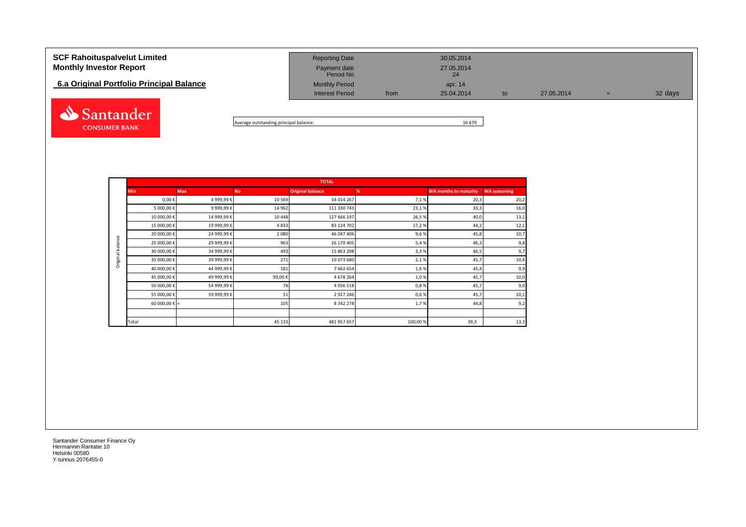**SCF Rahoituspalvelut Limited**
**Monthly Investor Report**

## 6.a Original Portfolio Principal Balance

| | | | | | | |
|---|---|---|---|---|---|---|
| Reporting Date | | 30.05.2014 | | | | |
| Payment date | | 27.05.2014 | | | | |
| Period No | | 24 | | | | |
| Monthly Period | | apr. 14 | | | | |
| Interest Period | from | 25.04.2014 | to | 27.05.2014 | = | 32 days |

Average outstanding principal balance: 10 679

| | TOTAL | | | | | | |
|---|---|---|---|---|---|---|---|
| | Min | Max | No | Original balance | % | WA months to maturity | WA seasoning |
| Original balance | 0,00 € | 4 999,99 € | 10 569 | 34 014 267 | 7,1 % | 20,3 | 20,2 |
| | 5 000,00 € | 9 999,99 € | 14 962 | 111 330 743 | 23,1 % | 33,3 | 16,0 |
| | 10 000,00 € | 14 999,99 € | 10 448 | 127 666 197 | 26,5 % | 40,0 | 13,1 |
| | 15 000,00 € | 19 999,99 € | 4 833 | 83 124 702 | 17,2 % | 44,2 | 12,1 |
| | 20 000,00 € | 24 999,99 € | 2 080 | 46 047 406 | 9,6 % | 45,8 | 10,7 |
| | 25 000,00 € | 29 999,99 € | 963 | 26 170 405 | 5,4 % | 46,3 | 9,8 |
| | 30 000,00 € | 34 999,99 € | 493 | 15 863 298 | 3,3 % | 46,5 | 9,7 |
| | 35 000,00 € | 39 999,99 € | 271 | 10 073 680 | 2,1 % | 45,7 | 10,4 |
| | 40 000,00 € | 44 999,99 € | 181 | 7 662 654 | 1,6 % | 45,4 | 9,9 |
| | 45 000,00 € | 49 999,99 € | 99,00 € | 4 678 264 | 1,0 % | 45,7 | 10,0 |
| | 50 000,00 € | 54 999,99 € | 78 | 4 056 518 | 0,8 % | 45,7 | 9,0 |
| | 55 000,00 € | 59 999,99 € | 51 | 2 927 246 | 0,6 % | 45,7 | 10,1 |
| | 60 000,00 € | + | 105 | 8 342 278 | 1,7 % | 44,8 | 9,2 |
| | | | | | | | |
| | Total | | 45 133 | 481 957 657 | 100,00 % | 39,3 | 13,3 |

Santander Consumer Finance Oy
Hermannin Rantatie 10
Helsinki 00580
Y-tunnus 2076455-0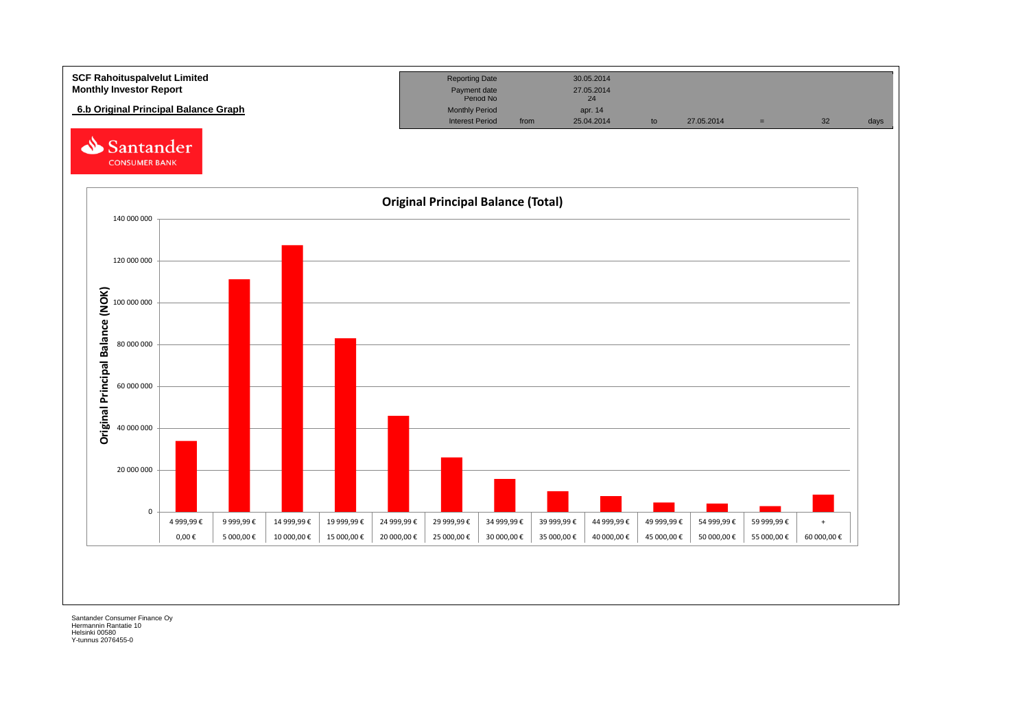**SCF Rahoituspalvelut Limited**
**Monthly Investor Report**

## 6.b Original Principal Balance Graph

| Reporting Date | | 30.05.2014 | | | | | |
|---|---|---|---|---|---|---|---|
| Payment date | | 27.05.2014 | | | | | |
| Period No | | 24 | | | | | |
| Monthly Period | | apr. 14 | | | | | |
| Interest Period | from | 25.04.2014 | to | 27.05.2014 | = | 32 | days |

Santander CONSUMER BANK

### Original Principal Balance (Total)

Original Principal Balance (NOK)

| From | To |
|---|---|
| 0,00 € | 4 999,99 € |
| 5 000,00 € | 9 999,99 € |
| 10 000,00 € | 14 999,99 € |
| 15 000,00 € | 19 999,99 € |
| 20 000,00 € | 24 999,99 € |
| 25 000,00 € | 29 999,99 € |
| 30 000,00 € | 34 999,99 € |
| 35 000,00 € | 39 999,99 € |
| 40 000,00 € | 44 999,99 € |
| 45 000,00 € | 49 999,99 € |
| 50 000,00 € | 54 999,99 € |
| 55 000,00 € | 59 999,99 € |
| 60 000,00 € | + |

Santander Consumer Finance Oy
Hermannin Rantatie 10
Helsinki 00580
Y-tunnus 2076455-0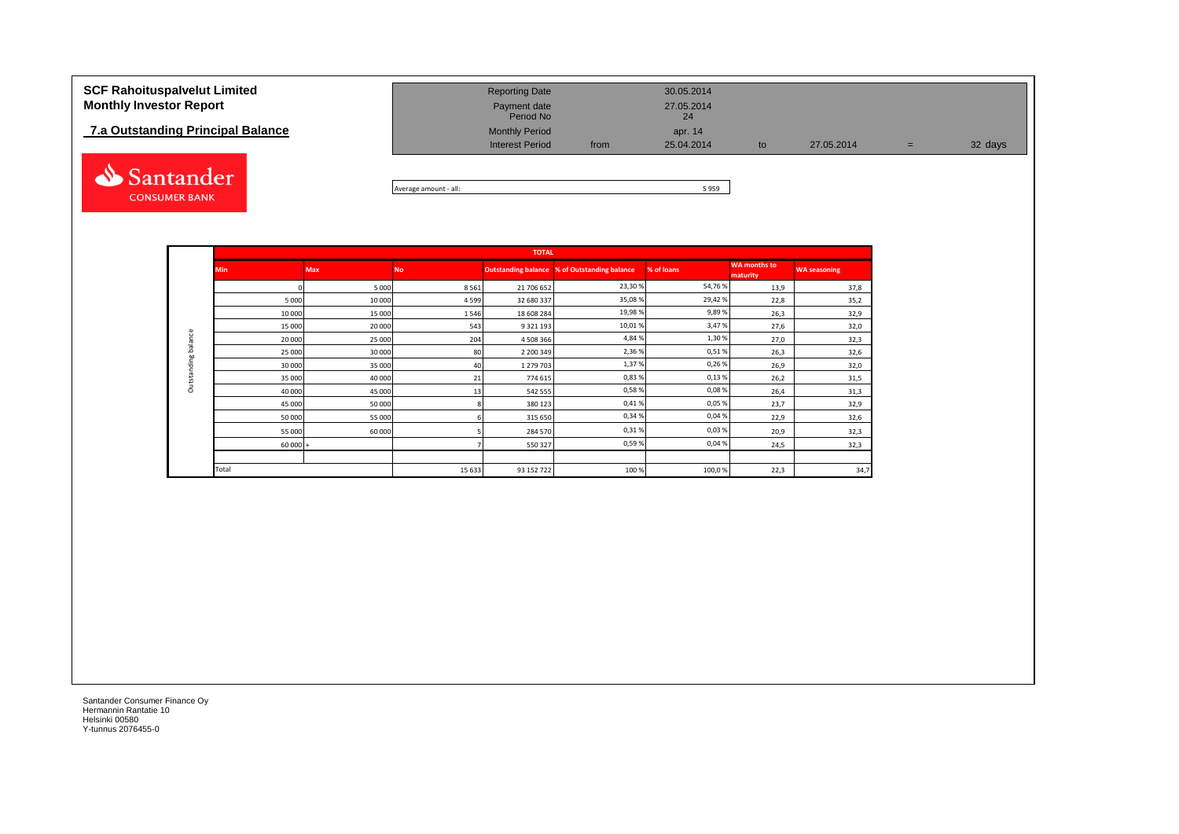**SCF Rahoituspalvelut Limited**
**Monthly Investor Report**

**7.a Outstanding Principal Balance**

| | | | | | | |
|---|---|---|---|---|---|---|
| Reporting Date | | 30.05.2014 | | | | |
| Payment date | | 27.05.2014 | | | | |
| Period No | | 24 | | | | |
| Monthly Period | | apr. 14 | | | | |
| Interest Period | from | 25.04.2014 | to | 27.05.2014 | = | 32 days |

Average amount - all: 5 959

| | TOTAL | | | | | | | |
|---|---|---|---|---|---|---|---|---|
| | Min | Max | No | Outstanding balance | % of Outstanding balance | % of loans | WA months to maturity | WA seasoning |
| Outstanding balance | 0 | 5 000 | 8 561 | 21 706 652 | 23,30 % | 54,76 % | 13,9 | 37,8 |
| | 5 000 | 10 000 | 4 599 | 32 680 337 | 35,08 % | 29,42 % | 22,8 | 35,2 |
| | 10 000 | 15 000 | 1 546 | 18 608 284 | 19,98 % | 9,89 % | 26,3 | 32,9 |
| | 15 000 | 20 000 | 543 | 9 321 193 | 10,01 % | 3,47 % | 27,6 | 32,0 |
| | 20 000 | 25 000 | 204 | 4 508 366 | 4,84 % | 1,30 % | 27,0 | 32,3 |
| | 25 000 | 30 000 | 80 | 2 200 349 | 2,36 % | 0,51 % | 26,3 | 32,6 |
| | 30 000 | 35 000 | 40 | 1 279 703 | 1,37 % | 0,26 % | 26,9 | 32,0 |
| | 35 000 | 40 000 | 21 | 774 615 | 0,83 % | 0,13 % | 26,2 | 31,5 |
| | 40 000 | 45 000 | 13 | 542 555 | 0,58 % | 0,08 % | 26,4 | 31,3 |
| | 45 000 | 50 000 | 8 | 380 123 | 0,41 % | 0,05 % | 23,7 | 32,9 |
| | 50 000 | 55 000 | 6 | 315 650 | 0,34 % | 0,04 % | 22,9 | 32,6 |
| | 55 000 | 60 000 | 5 | 284 570 | 0,31 % | 0,03 % | 20,9 | 32,3 |
| | 60 000 + | | 7 | 550 327 | 0,59 % | 0,04 % | 24,5 | 32,3 |
| | Total | | 15 633 | 93 152 722 | 100 % | 100,0 % | 22,3 | 34,7 |

Santander Consumer Finance Oy
Hermannin Rantatie 10
Helsinki 00580
Y-tunnus 2076455-0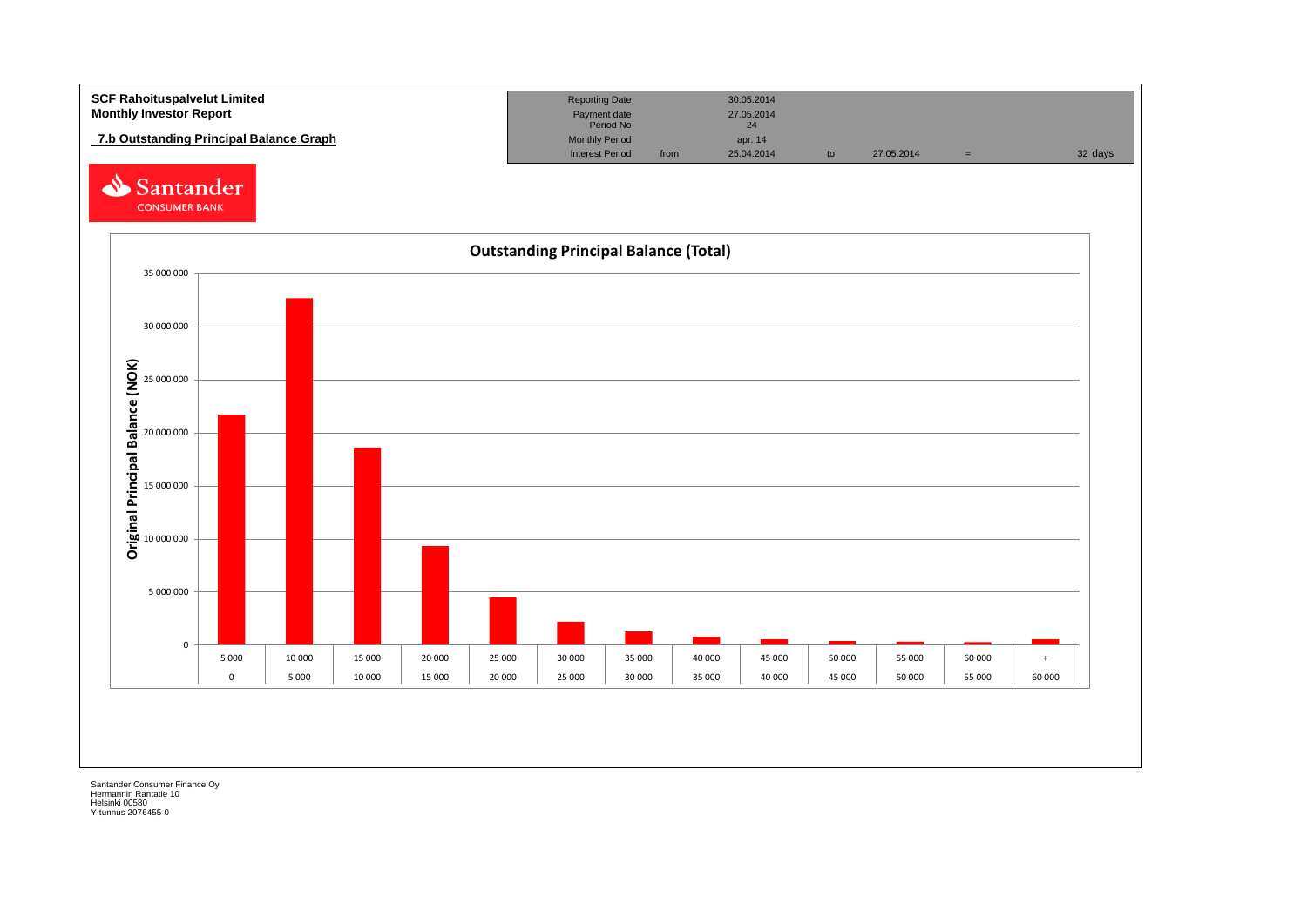**SCF Rahoituspalvelut Limited**
**Monthly Investor Report**

## 7.b Outstanding Principal Balance Graph

| Reporting Date | | 30.05.2014 | | | | |
|---|---|---|---|---|---|---|
| Payment date | | 27.05.2014 | | | | |
| Period No | | 24 | | | | |
| Monthly Period | | apr. 14 | | | | |
| Interest Period | from | 25.04.2014 | to | 27.05.2014 | = | 32 days |

Santander CONSUMER BANK

### Outstanding Principal Balance (Total)

Y-axis: Original Principal Balance (NOK), 0 to 35 000 000

X-axis categories (bucket ranges): 0–5 000, 5 000–10 000, 10 000–15 000, 15 000–20 000, 20 000–25 000, 25 000–30 000, 30 000–35 000, 35 000–40 000, 40 000–45 000, 45 000–50 000, 50 000–55 000, 55 000–60 000, 60 000+

Santander Consumer Finance Oy
Hermannin Rantatie 10
Helsinki 00580
Y-tunnus 2076455-0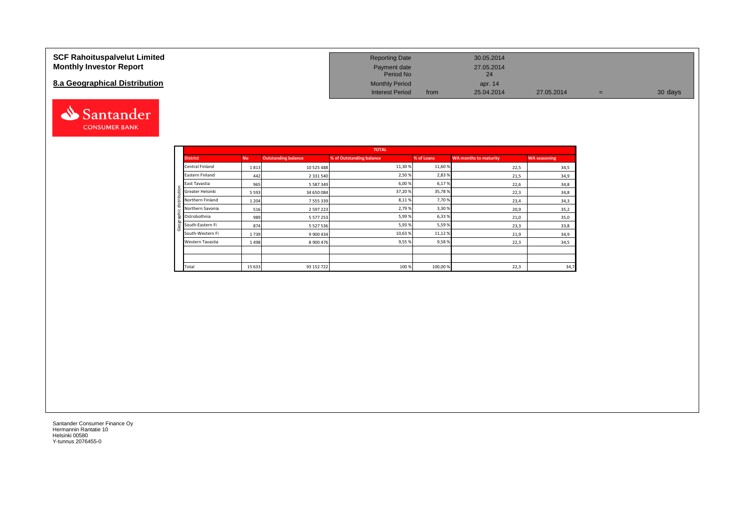# SCF Rahoituspalvelut Limited
# Monthly Investor Report

## 8.a Geographical Distribution

| | | | | | |
|---|---|---|---|---|---|
| Reporting Date | | 30.05.2014 | | | |
| Payment date | | 27.05.2014 | | | |
| Period No | | 24 | | | |
| Monthly Period | | apr. 14 | | | |
| Interest Period | from | 25.04.2014 | 27.05.2014 | = | 30 days |

| | TOTAL | | | | | | |
|---|---|---|---|---|---|---|---|
| | **District** | **No** | **Outstanding balance** | **% of Outstanding balance** | **% of Loans** | **WA months to maturity** | **WA seasoning** |
| Geographic distribution | Central Finland | 1 813 | 10 525 488 | 11,30 % | 11,60 % | 22,5 | 34,5 |
| | Eastern Finland | 442 | 2 331 540 | 2,50 % | 2,83 % | 21,5 | 34,9 |
| | East Tavastia | 965 | 5 587 349 | 6,00 % | 6,17 % | 22,6 | 34,8 |
| | Greater Helsinki | 5 593 | 34 650 084 | 37,20 % | 35,78 % | 22,3 | 34,8 |
| | Northern Finland | 1 204 | 7 555 339 | 8,11 % | 7,70 % | 23,4 | 34,3 |
| | Northern Savonia | 516 | 2 597 223 | 2,79 % | 3,30 % | 20,9 | 35,2 |
| | Ostrobothnia | 989 | 5 577 253 | 5,99 % | 6,33 % | 21,0 | 35,0 |
| | South-Eastern Fi | 874 | 5 527 536 | 5,93 % | 5,59 % | 23,3 | 33,8 |
| | South-Western Fi | 1 739 | 9 900 434 | 10,63 % | 11,12 % | 21,9 | 34,9 |
| | Western Tavastia | 1 498 | 8 900 476 | 9,55 % | 9,58 % | 22,3 | 34,5 |
| | | | | | | | |
| | | | | | | | |
| | Total | 15 633 | 93 152 722 | 100 % | 100,00 % | 22,3 | 34,7 |

Santander Consumer Finance Oy
Hermannin Rantatie 10
Helsinki 00580
Y-tunnus 2076455-0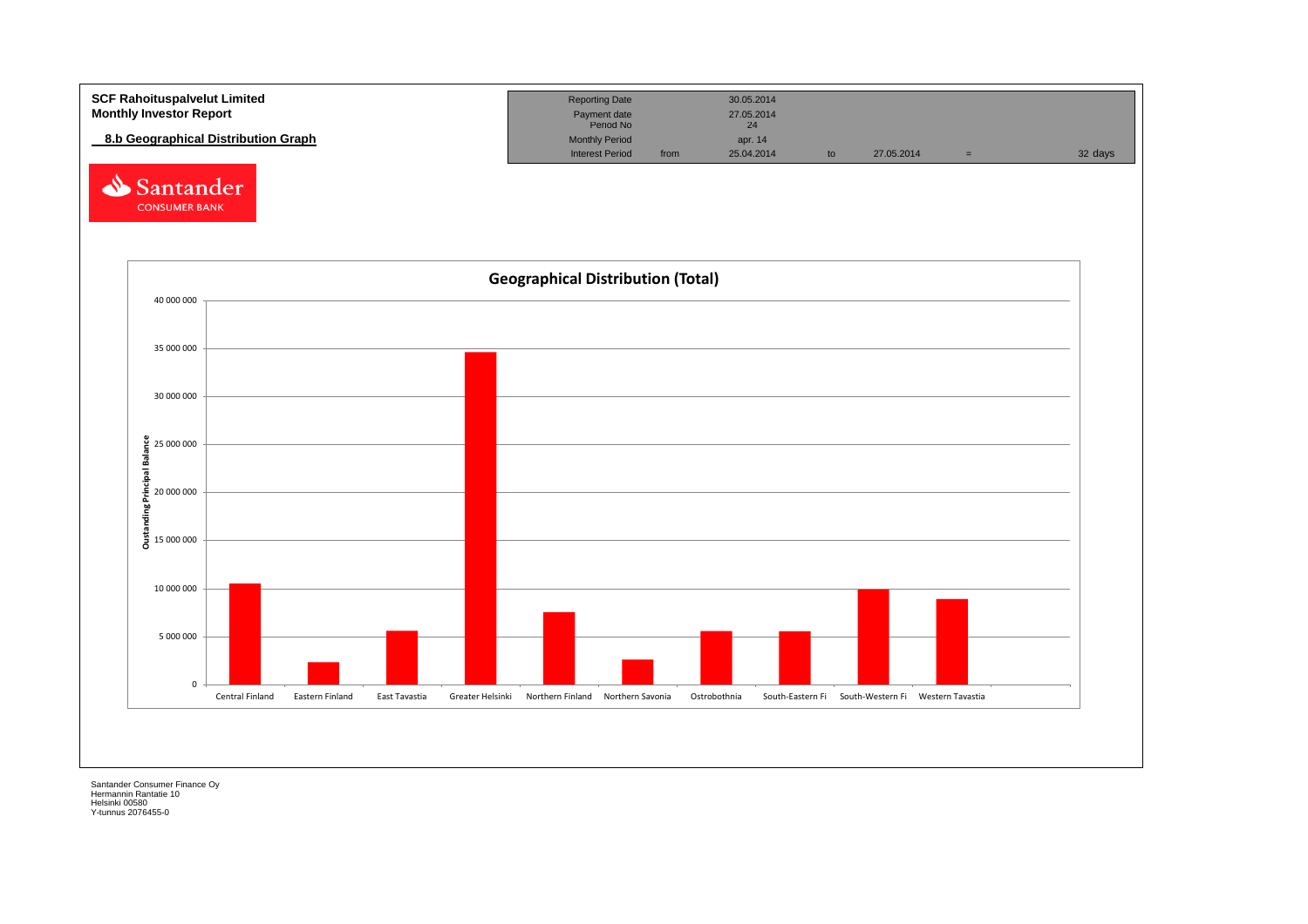**SCF Rahoituspalvelut Limited**
**Monthly Investor Report**

## 8.b Geographical Distribution Graph

| | | | | | | | |
|---|---|---|---|---|---|---|---|
| Reporting Date | | 30.05.2014 | | | | | |
| Payment date | | 27.05.2014 | | | | | |
| Period No | | 24 | | | | | |
| Monthly Period | | apr. 14 | | | | | |
| Interest Period | from | 25.04.2014 | to | 27.05.2014 | = | | 32 days |

Santander CONSUMER BANK

**Geographical Distribution (Total)**

Oustanding Principal Balance

40 000 000
35 000 000
30 000 000
25 000 000
20 000 000
15 000 000
10 000 000
5 000 000
0

Central Finland | Eastern Finland | East Tavastia | Greater Helsinki | Northern Finland | Northern Savonia | Ostrobothnia | South-Eastern Fi | South-Western Fi | Western Tavastia

Santander Consumer Finance Oy
Hermannin Rantatie 10
Helsinki 00580
Y-tunnus 2076455-0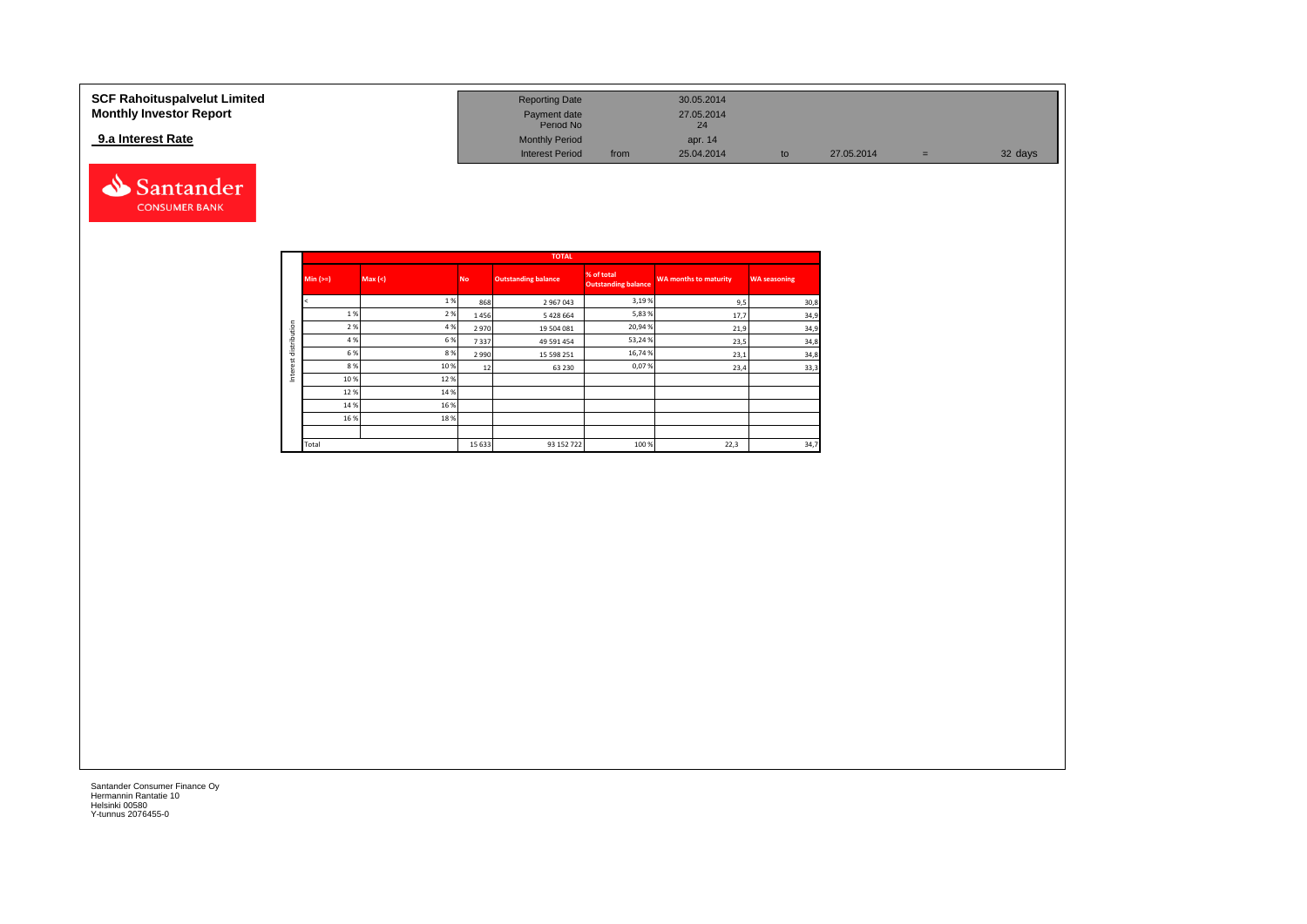**SCF Rahoituspalvelut Limited**
**Monthly Investor Report**

**9.a Interest Rate**

| | | | | | | | |
|---|---|---|---|---|---|---|---|
| Reporting Date | | 30.05.2014 | | | | | |
| Payment date | | 27.05.2014 | | | | | |
| Period No | | 24 | | | | | |
| Monthly Period | | apr. 14 | | | | | |
| Interest Period | from | 25.04.2014 | to | 27.05.2014 | = | | 32 days |

Santander CONSUMER BANK

| | TOTAL | | | | | | |
|---|---|---|---|---|---|---|---|
| | Min (>=) | Max (<) | No | Outstanding balance | % of total Outstanding balance | WA months to maturity | WA seasoning |
| Interest distribution | < | 1 % | 868 | 2 967 043 | 3,19 % | 9,5 | 30,8 |
| | 1 % | 2 % | 1 456 | 5 428 664 | 5,83 % | 17,7 | 34,9 |
| | 2 % | 4 % | 2 970 | 19 504 081 | 20,94 % | 21,9 | 34,9 |
| | 4 % | 6 % | 7 337 | 49 591 454 | 53,24 % | 23,5 | 34,8 |
| | 6 % | 8 % | 2 990 | 15 598 251 | 16,74 % | 23,1 | 34,8 |
| | 8 % | 10 % | 12 | 63 230 | 0,07 % | 23,4 | 33,3 |
| | 10 % | 12 % | | | | | |
| | 12 % | 14 % | | | | | |
| | 14 % | 16 % | | | | | |
| | 16 % | 18 % | | | | | |
| | | | | | | | |
| | Total | | 15 633 | 93 152 722 | 100 % | 22,3 | 34,7 |

Santander Consumer Finance Oy
Hermannin Rantatie 10
Helsinki 00580
Y-tunnus 2076455-0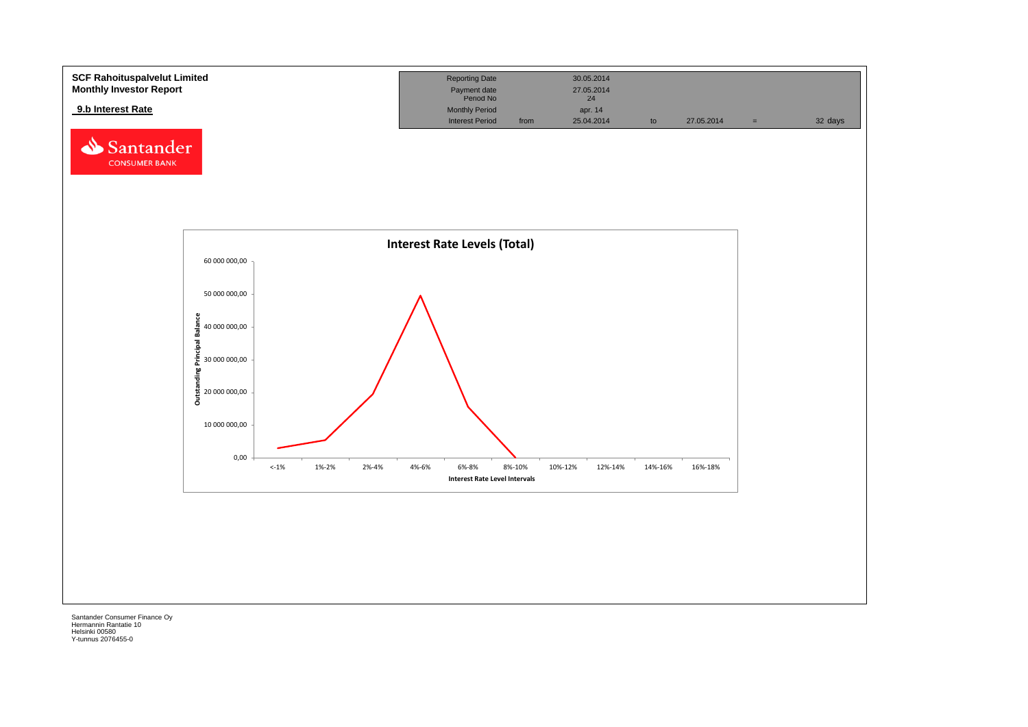**SCF Rahoituspalvelut Limited**
**Monthly Investor Report**

**9.b Interest Rate**

| Reporting Date | | 30.05.2014 | | | | |
|---|---|---|---|---|---|---|
| Payment date | | 27.05.2014 | | | | |
| Period No | | 24 | | | | |
| Monthly Period | | apr. 14 | | | | |
| Interest Period | from | 25.04.2014 | to | 27.05.2014 | = | 32 days |

Santander CONSUMER BANK

**Interest Rate Levels (Total)**

Outstanding Principal Balance

60 000 000,00
50 000 000,00
40 000 000,00
30 000 000,00
20 000 000,00
10 000 000,00
0,00

<-1% | 1%-2% | 2%-4% | 4%-6% | 6%-8% | 8%-10% | 10%-12% | 12%-14% | 14%-16% | 16%-18%

Interest Rate Level Intervals

Santander Consumer Finance Oy
Hermannin Rantatie 10
Helsinki 00580
Y-tunnus 2076455-0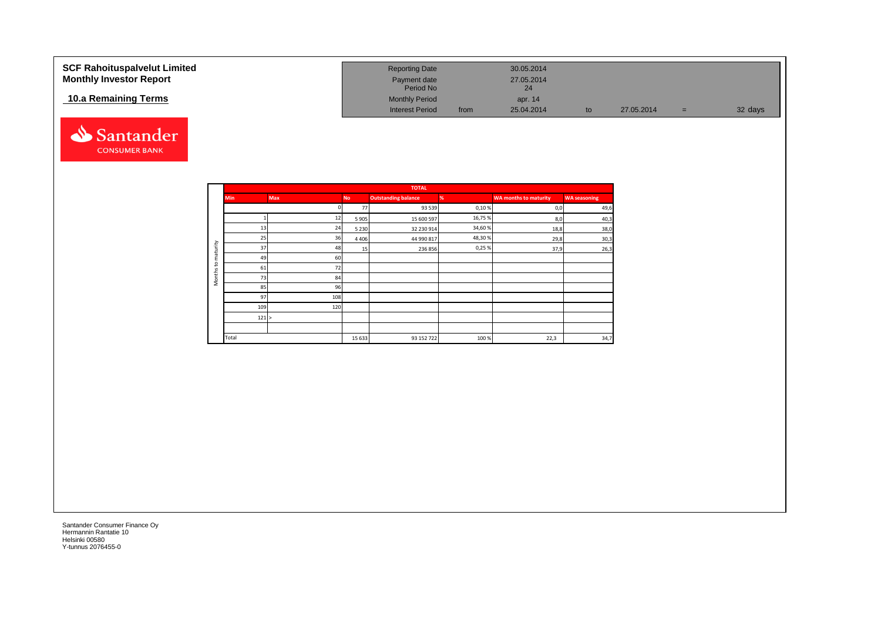# SCF Rahoituspalvelut Limited
# Monthly Investor Report

## 10.a Remaining Terms

| | | | | | |
|---|---|---|---|---|---|
| Reporting Date | | 30.05.2014 | | | |
| Payment date | | 27.05.2014 | | | |
| Period No | | 24 | | | |
| Monthly Period | | apr. 14 | | | |
| Interest Period | from | 25.04.2014 | to | 27.05.2014 | = 32 days |

| | TOTAL | | | | | | |
|---|---|---|---|---|---|---|---|
| | Min | Max | No | Outstanding balance | % | WA months to maturity | WA seasoning |
| Months to maturity | | 0 | 77 | 93 539 | 0,10 % | 0,0 | 49,6 |
| | 1 | 12 | 5 905 | 15 600 597 | 16,75 % | 8,0 | 40,3 |
| | 13 | 24 | 5 230 | 32 230 914 | 34,60 % | 18,8 | 38,0 |
| | 25 | 36 | 4 406 | 44 990 817 | 48,30 % | 29,8 | 30,3 |
| | 37 | 48 | 15 | 236 856 | 0,25 % | 37,9 | 26,3 |
| | 49 | 60 | | | | | |
| | 61 | 72 | | | | | |
| | 73 | 84 | | | | | |
| | 85 | 96 | | | | | |
| | 97 | 108 | | | | | |
| | 109 | 120 | | | | | |
| | 121 | > | | | | | |
| | | | | | | | |
| | Total | | 15 633 | 93 152 722 | 100 % | 22,3 | 34,7 |

Santander Consumer Finance Oy
Hermannin Rantatie 10
Helsinki 00580
Y-tunnus 2076455-0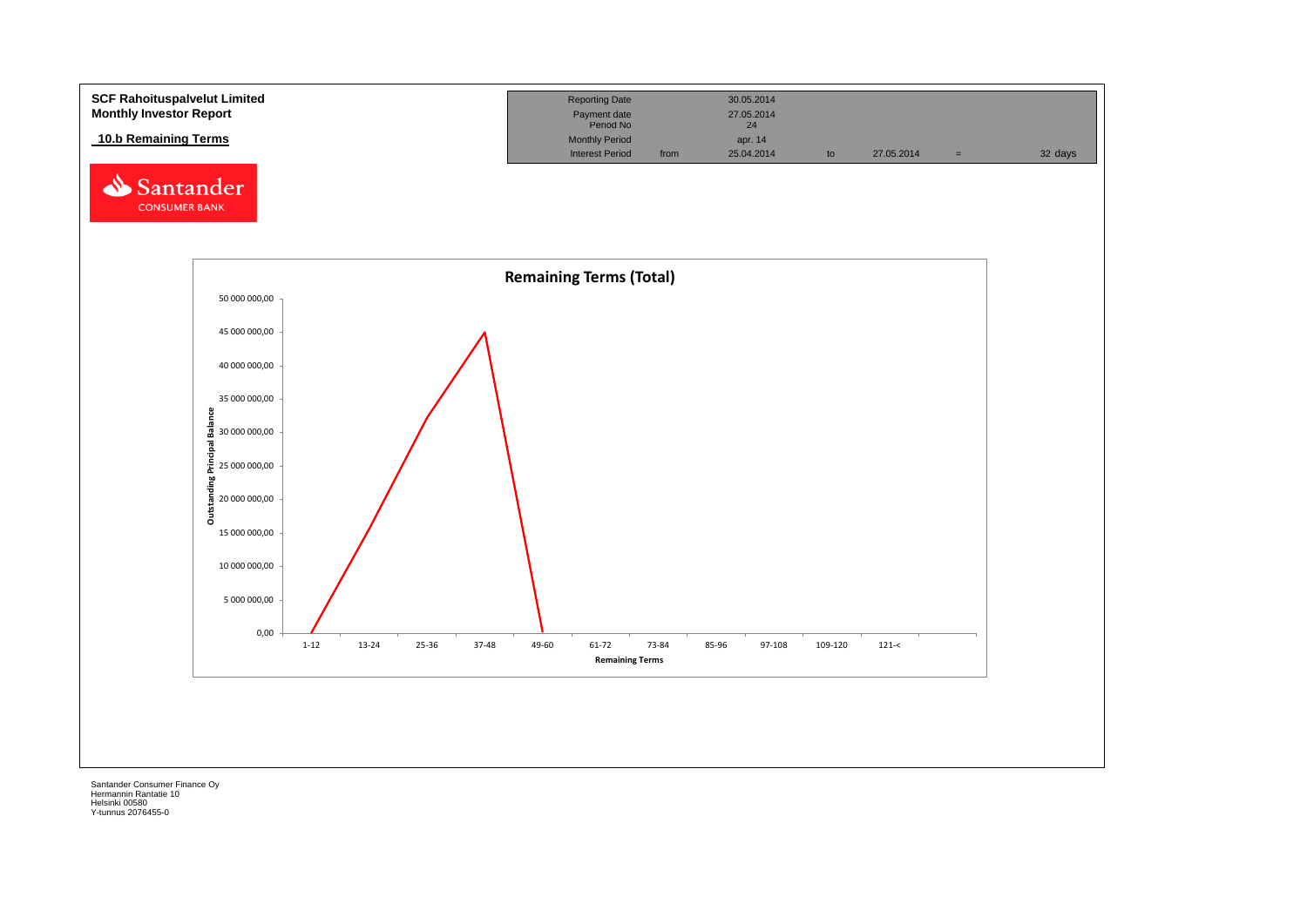**SCF Rahoituspalvelut Limited**
**Monthly Investor Report**

## 10.b Remaining Terms

| Reporting Date | | 30.05.2014 | | | | |
|---|---|---|---|---|---|---|
| Payment date | | 27.05.2014 | | | | |
| Period No | | 24 | | | | |
| Monthly Period | | apr. 14 | | | | |
| Interest Period | from | 25.04.2014 | to | 27.05.2014 | = | 32 days |

**Remaining Terms (Total)**

Outstanding Principal Balance: 0,00; 5 000 000,00; 10 000 000,00; 15 000 000,00; 20 000 000,00; 25 000 000,00; 30 000 000,00; 35 000 000,00; 40 000 000,00; 45 000 000,00; 50 000 000,00

Remaining Terms: 1-12; 13-24; 25-36; 37-48; 49-60; 61-72; 73-84; 85-96; 97-108; 109-120; 121-<

Santander Consumer Finance Oy
Hermannin Rantatie 10
Helsinki 00580
Y-tunnus 2076455-0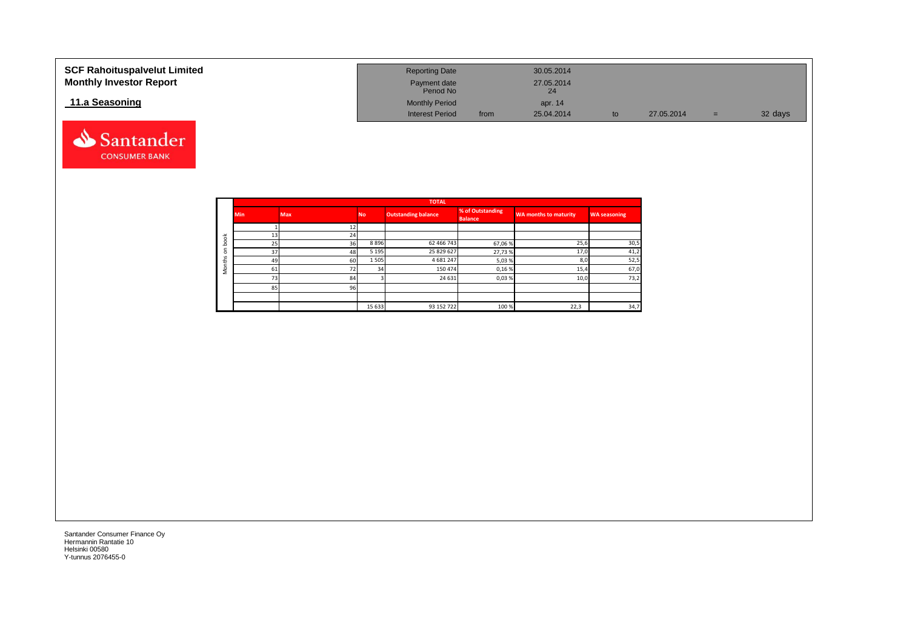# SCF Rahoituspalvelut Limited
## Monthly Investor Report

### 11.a Seasoning

| Reporting Date | | 30.05.2014 | | | | |
|---|---|---|---|---|---|---|
| Payment date Period No | | 27.05.2014 24 | | | | |
| Monthly Period | | apr. 14 | | | | |
| Interest Period | from | 25.04.2014 | to | 27.05.2014 | = | 32 days |

| | TOTAL | | | | | | |
|---|---|---|---|---|---|---|---|
| | Min | Max | No | Outstanding balance | % of Outstanding Balance | WA months to maturity | WA seasoning |
| Months on book | 1 | 12 | | | | | |
| | 13 | 24 | | | | | |
| | 25 | 36 | 8 896 | 62 466 743 | 67,06 % | 25,6 | 30,5 |
| | 37 | 48 | 5 195 | 25 829 627 | 27,73 % | 17,0 | 41,2 |
| | 49 | 60 | 1 505 | 4 681 247 | 5,03 % | 8,0 | 52,5 |
| | 61 | 72 | 34 | 150 474 | 0,16 % | 15,4 | 67,0 |
| | 73 | 84 | 3 | 24 631 | 0,03 % | 10,0 | 73,2 |
| | 85 | 96 | | | | | |
| | | | | | | | |
| | | | 15 633 | 93 152 722 | 100 % | 22,3 | 34,7 |

Santander Consumer Finance Oy
Hermannin Rantatie 10
Helsinki 00580
Y-tunnus 2076455-0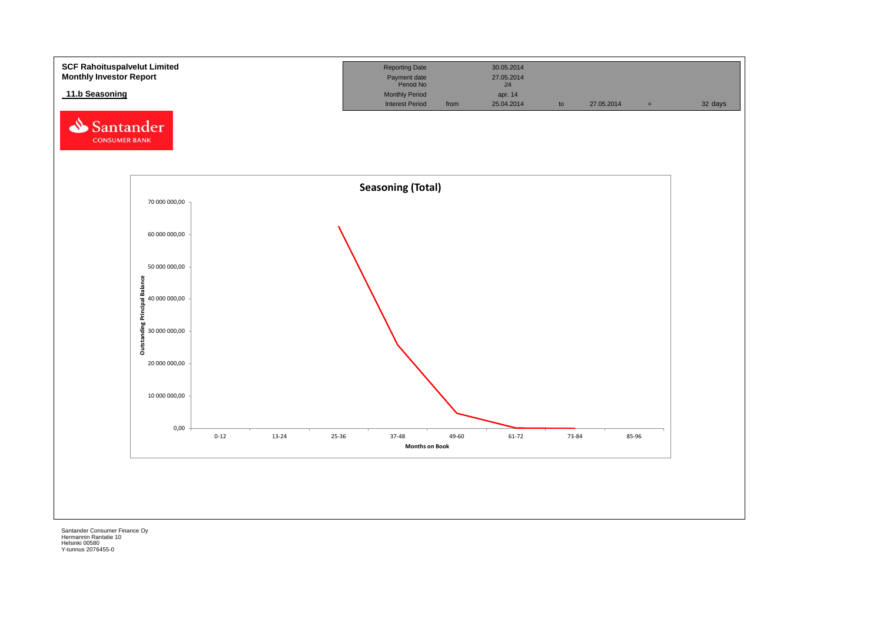**SCF Rahoituspalvelut Limited**
**Monthly Investor Report**

## 11.b Seasoning

| Reporting Date | | 30.05.2014 | | | | |
| --- | --- | --- | --- | --- | --- | --- |
| Payment date | | 27.05.2014 | | | | |
| Period No | | 24 | | | | |
| Monthly Period | | apr. 14 | | | | |
| Interest Period | from | 25.04.2014 | to | 27.05.2014 | = | 32 days |

Seasoning (Total)

Santander Consumer Finance Oy
Hermannin Rantatie 10
Helsinki 00580
Y-tunnus 2076455-0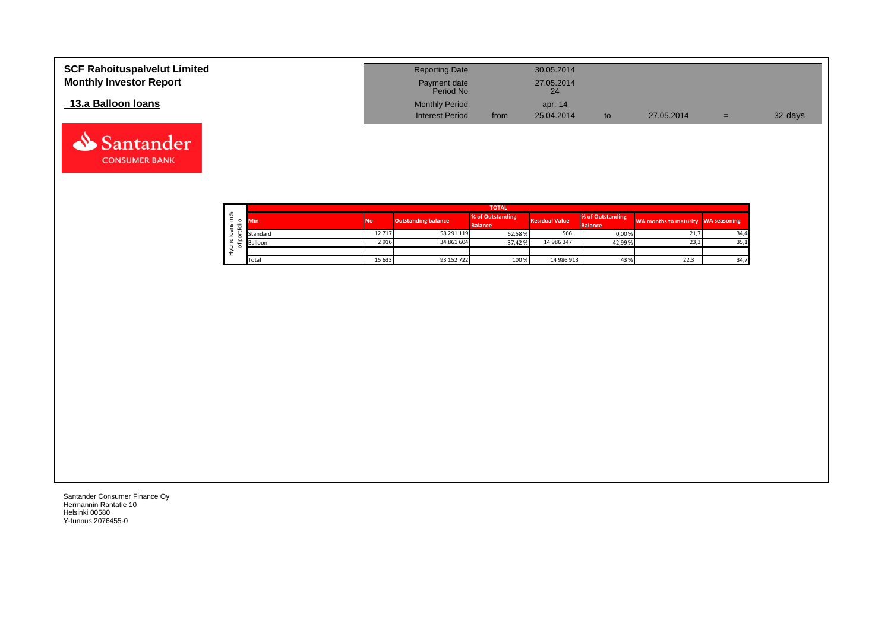# SCF Rahoituspalvelut Limited
## Monthly Investor Report

### 13.a Balloon loans

| | | | | | | |
|---|---|---|---|---|---|---|
| Reporting Date | | 30.05.2014 | | | | |
| Payment date Period No | | 27.05.2014 24 | | | | |
| Monthly Period | | apr. 14 | | | | |
| Interest Period | from | 25.04.2014 | to | 27.05.2014 | = | 32 days |

| Hybrid loans in % of portfolio | TOTAL | | | | | | |
|---|---|---|---|---|---|---|---|
| Min | No | Outstanding balance | % of Outstanding Balance | Residual Value | % of Outstanding Balance | WA months to maturity | WA seasoning |
| Standard | 12 717 | 58 291 119 | 62,58 % | 566 | 0,00 % | 21,7 | 34,4 |
| Balloon | 2 916 | 34 861 604 | 37,42 % | 14 986 347 | 42,99 % | 23,3 | 35,1 |
| | | | | | | | |
| Total | 15 633 | 93 152 722 | 100 % | 14 986 913 | 43 % | 22,3 | 34,7 |

Santander Consumer Finance Oy
Hermannin Rantatie 10
Helsinki 00580
Y-tunnus 2076455-0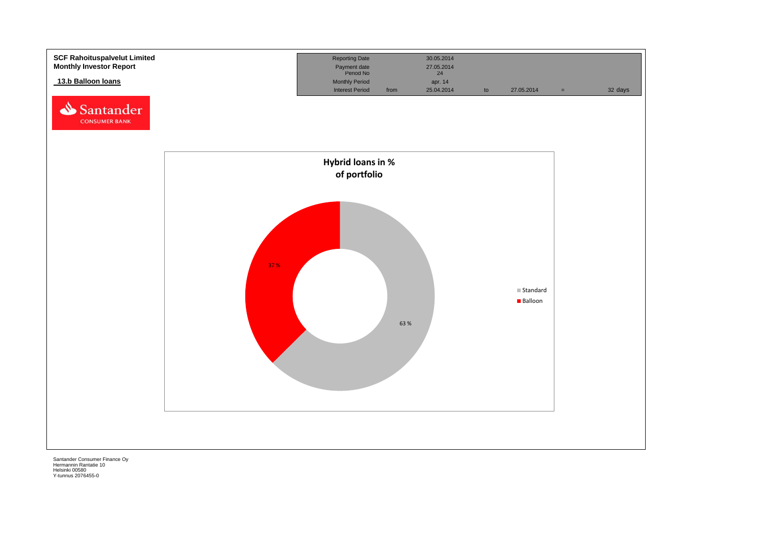**SCF Rahoituspalvelut Limited**
**Monthly Investor Report**

## 13.b Balloon loans

| Reporting Date | | 30.05.2014 | | | | |
|---|---|---|---|---|---|---|
| Payment date | | 27.05.2014 | | | | |
| Period No | | 24 | | | | |
| Monthly Period | | apr. 14 | | | | |
| Interest Period | from | 25.04.2014 | to | 27.05.2014 | = | 32 days |

**Hybrid loans in % of portfolio**

| | % |
|---|---|
| Standard | 63 % |
| Balloon | 37 % |

Santander Consumer Finance Oy
Hermannin Rantatie 10
Helsinki 00580
Y-tunnus 2076455-0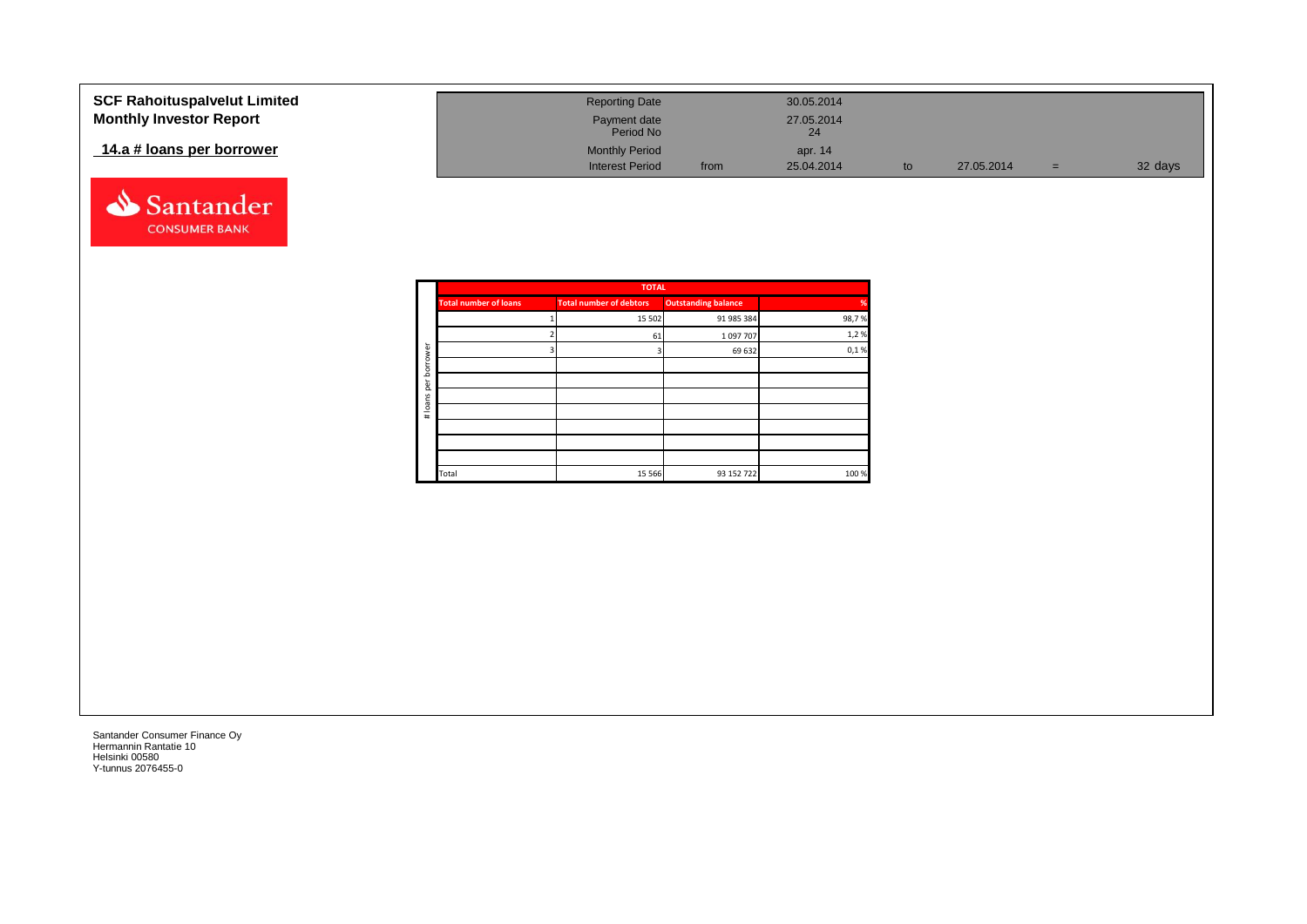**SCF Rahoituspalvelut Limited**
**Monthly Investor Report**

**14.a # loans per borrower**

| | | | | | | | |
|---|---|---|---|---|---|---|---|
| Reporting Date | | 30.05.2014 | | | | |
| Payment date | | 27.05.2014 | | | | |
| Period No | | 24 | | | | |
| Monthly Period | | apr. 14 | | | | |
| Interest Period | from | 25.04.2014 | to | 27.05.2014 | = | 32 days |

| # loans per borrower | TOTAL | | | |
|---|---|---|---|---|
| | Total number of loans | Total number of debtors | Outstanding balance | % |
| | 1 | 15 502 | 91 985 384 | 98,7 % |
| | 2 | 61 | 1 097 707 | 1,2 % |
| | 3 | 3 | 69 632 | 0,1 % |
| | | | | |
| | | | | |
| | | | | |
| | | | | |
| | | | | |
| | | | | |
| | | | | |
| | Total | 15 566 | 93 152 722 | 100 % |

Santander Consumer Finance Oy
Hermannin Rantatie 10
Helsinki 00580
Y-tunnus 2076455-0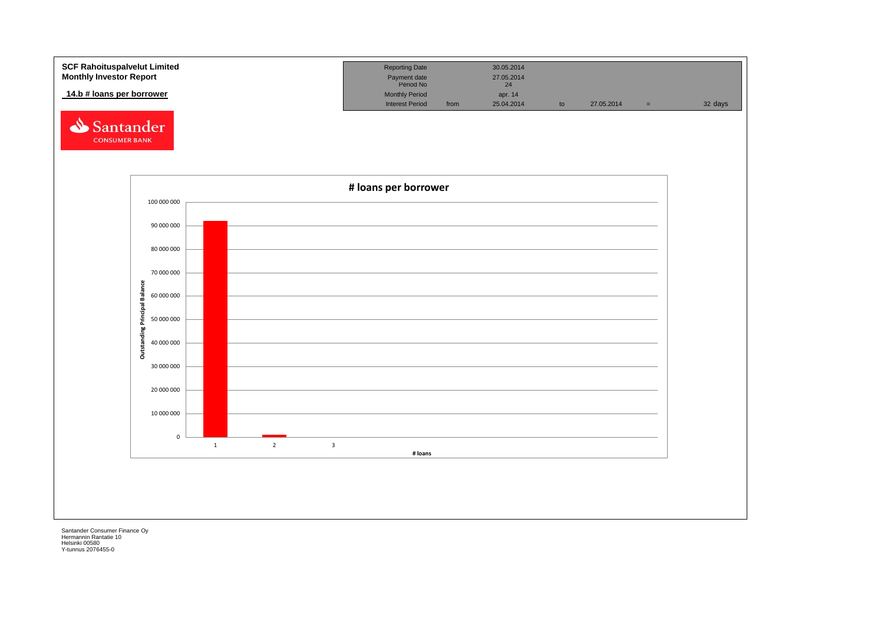**SCF Rahoituspalvelut Limited**
**Monthly Investor Report**

**14.b # loans per borrower**

| Reporting Date | | 30.05.2014 | | | | |
|---|---|---|---|---|---|---|
| Payment date | | 27.05.2014 | | | | |
| Period No | | 24 | | | | |
| Monthly Period | | apr. 14 | | | | |
| Interest Period | from | 25.04.2014 | to | 27.05.2014 | = | 32 days |

Santander CONSUMER BANK

**# loans per borrower**

Outstanding Principal Balance

100 000 000
90 000 000
80 000 000
70 000 000
60 000 000
50 000 000
40 000 000
30 000 000
20 000 000
10 000 000
0

1 2 3

# loans

Santander Consumer Finance Oy
Hermannin Rantatie 10
Helsinki 00580
Y-tunnus 2076455-0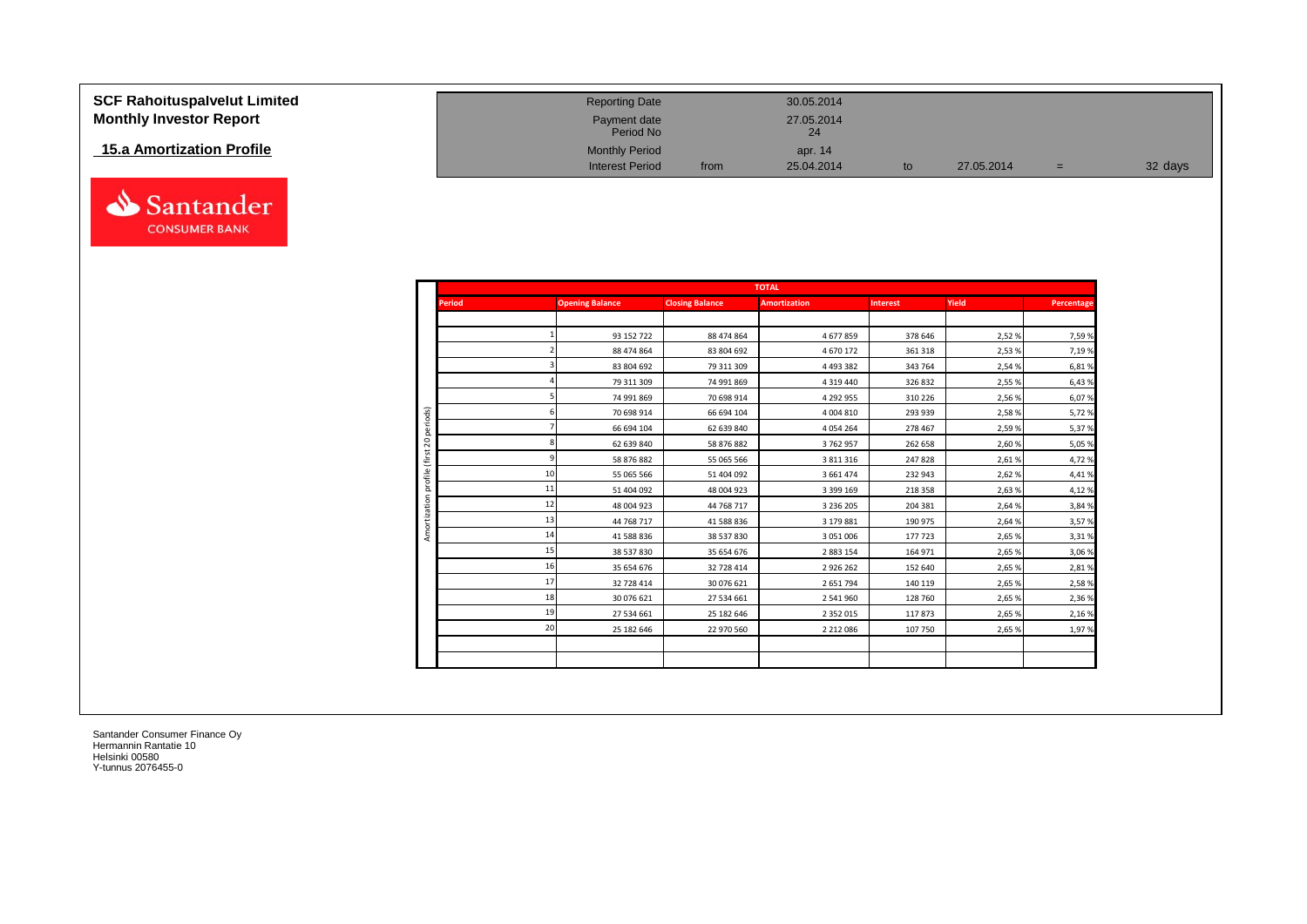# SCF Rahoituspalvelut Limited
## Monthly Investor Report

### 15.a Amortization Profile

| | | | | | | |
|---|---|---|---|---|---|---|
| Reporting Date | | 30.05.2014 | | | | |
| Payment date | | 27.05.2014 | | | | |
| Period No | | 24 | | | | |
| Monthly Period | | apr. 14 | | | | |
| Interest Period | from | 25.04.2014 | to | 27.05.2014 | = | 32 days |

**Amortization profile (first 20 periods)**

| TOTAL | | | | | | |
|---|---|---|---|---|---|---|
| Period | Opening Balance | Closing Balance | Amortization | Interest | Yield | Percentage |
| 1 | 93 152 722 | 88 474 864 | 4 677 859 | 378 646 | 2,52 % | 7,59 % |
| 2 | 88 474 864 | 83 804 692 | 4 670 172 | 361 318 | 2,53 % | 7,19 % |
| 3 | 83 804 692 | 79 311 309 | 4 493 382 | 343 764 | 2,54 % | 6,81 % |
| 4 | 79 311 309 | 74 991 869 | 4 319 440 | 326 832 | 2,55 % | 6,43 % |
| 5 | 74 991 869 | 70 698 914 | 4 292 955 | 310 226 | 2,56 % | 6,07 % |
| 6 | 70 698 914 | 66 694 104 | 4 004 810 | 293 939 | 2,58 % | 5,72 % |
| 7 | 66 694 104 | 62 639 840 | 4 054 264 | 278 467 | 2,59 % | 5,37 % |
| 8 | 62 639 840 | 58 876 882 | 3 762 957 | 262 658 | 2,60 % | 5,05 % |
| 9 | 58 876 882 | 55 065 566 | 3 811 316 | 247 828 | 2,61 % | 4,72 % |
| 10 | 55 065 566 | 51 404 092 | 3 661 474 | 232 943 | 2,62 % | 4,41 % |
| 11 | 51 404 092 | 48 004 923 | 3 399 169 | 218 358 | 2,63 % | 4,12 % |
| 12 | 48 004 923 | 44 768 717 | 3 236 205 | 204 381 | 2,64 % | 3,84 % |
| 13 | 44 768 717 | 41 588 836 | 3 179 881 | 190 975 | 2,64 % | 3,57 % |
| 14 | 41 588 836 | 38 537 830 | 3 051 006 | 177 723 | 2,65 % | 3,31 % |
| 15 | 38 537 830 | 35 654 676 | 2 883 154 | 164 971 | 2,65 % | 3,06 % |
| 16 | 35 654 676 | 32 728 414 | 2 926 262 | 152 640 | 2,65 % | 2,81 % |
| 17 | 32 728 414 | 30 076 621 | 2 651 794 | 140 119 | 2,65 % | 2,58 % |
| 18 | 30 076 621 | 27 534 661 | 2 541 960 | 128 760 | 2,65 % | 2,36 % |
| 19 | 27 534 661 | 25 182 646 | 2 352 015 | 117 873 | 2,65 % | 2,16 % |
| 20 | 25 182 646 | 22 970 560 | 2 212 086 | 107 750 | 2,65 % | 1,97 % |

Santander Consumer Finance Oy
Hermannin Rantatie 10
Helsinki 00580
Y-tunnus 2076455-0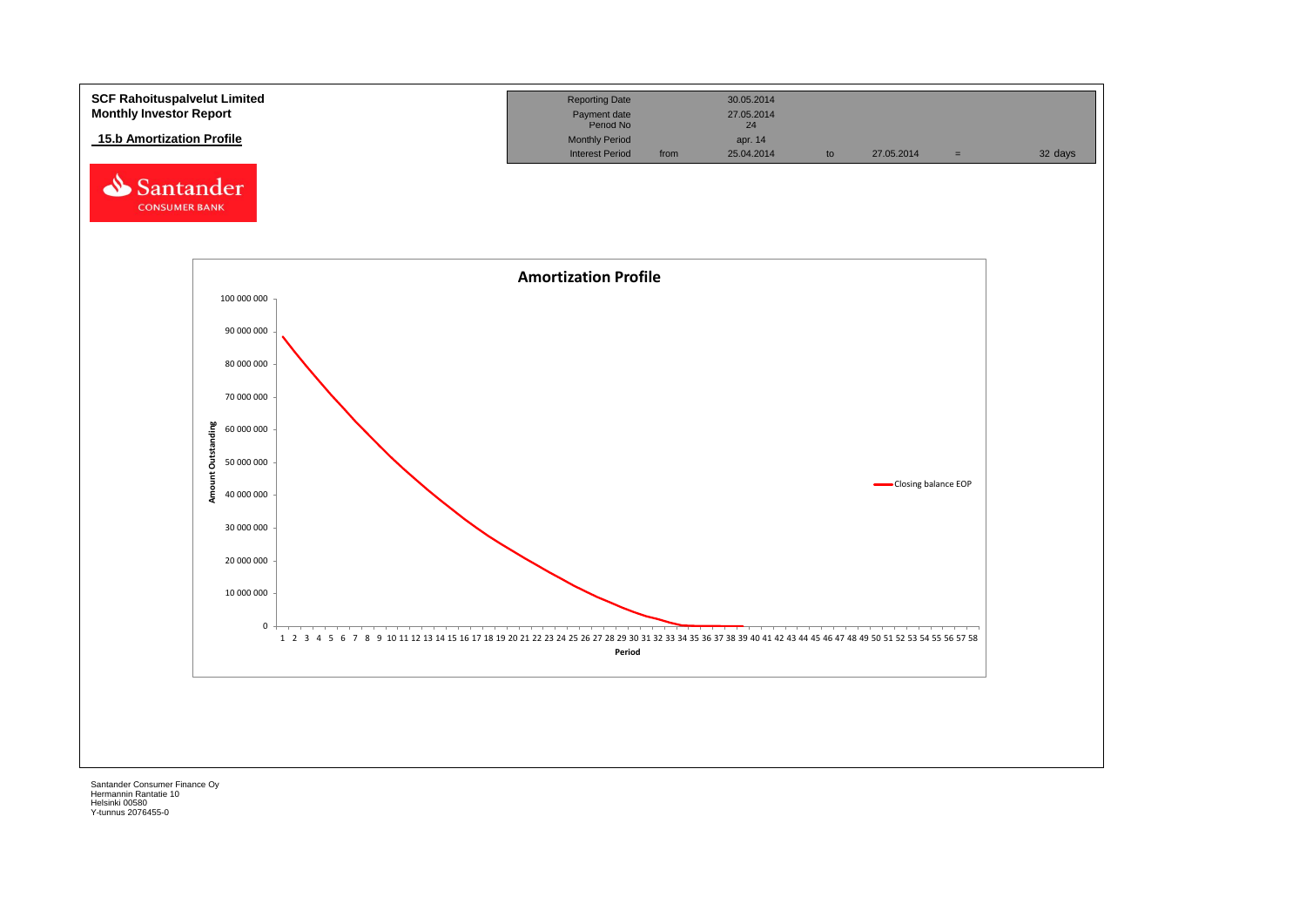**SCF Rahoituspalvelut Limited**
**Monthly Investor Report**

## 15.b Amortization Profile

Santander CONSUMER BANK

| Reporting Date | | 30.05.2014 | | | | |
|---|---|---|---|---|---|---|
| Payment date | | 27.05.2014 | | | | |
| Period No | | 24 | | | | |
| Monthly Period | | apr. 14 | | | | |
| Interest Period | from | 25.04.2014 | to | 27.05.2014 | = | 32 days |

**Amortization Profile**

Amount Outstanding: 0; 10 000 000; 20 000 000; 30 000 000; 40 000 000; 50 000 000; 60 000 000; 70 000 000; 80 000 000; 90 000 000; 100 000 000

Period: 1 2 3 4 5 6 7 8 9 10 11 12 13 14 15 16 17 18 19 20 21 22 23 24 25 26 27 28 29 30 31 32 33 34 35 36 37 38 39 40 41 42 43 44 45 46 47 48 49 50 51 52 53 54 55 56 57 58

Closing balance EOP

Santander Consumer Finance Oy
Hermannin Rantatie 10
Helsinki 00580
Y-tunnus 2076455-0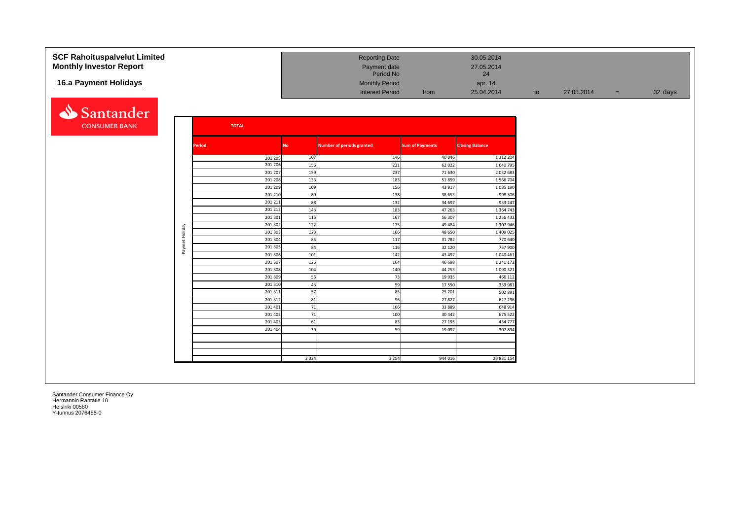# SCF Rahoituspalvelut Limited
# Monthly Investor Report

## 16.a Payment Holidays

| | | | | | | | |
|---|---|---|---|---|---|---|---|
| Reporting Date | | 30.05.2014 | | | | | |
| Payment date | | 27.05.2014 | | | | | |
| Period No | | 24 | | | | | |
| Monthly Period | | apr. 14 | | | | | |
| Interest Period | from | 25.04.2014 | to | 27.05.2014 | = | 32 days | |

Santander CONSUMER BANK

**TOTAL**

| | Period | No | Number of periods granted | Sum of Payments | Closing Balance |
|---|---|---|---|---|---|
| Paymet Holiday | 201 205 | 107 | 146 | 40 046 | 1 312 204 |
| | 201 206 | 156 | 231 | 62 022 | 1 640 795 |
| | 201 207 | 159 | 237 | 71 630 | 2 032 683 |
| | 201 208 | 133 | 183 | 51 859 | 1 566 704 |
| | 201 209 | 109 | 156 | 43 917 | 1 085 190 |
| | 201 210 | 89 | 138 | 38 653 | 998 306 |
| | 201 211 | 88 | 132 | 34 697 | 933 247 |
| | 201 212 | 143 | 183 | 47 263 | 1 364 743 |
| | 201 301 | 116 | 167 | 56 307 | 1 256 432 |
| | 201 302 | 122 | 175 | 49 484 | 1 307 946 |
| | 201 303 | 123 | 166 | 48 650 | 1 409 025 |
| | 201 304 | 85 | 117 | 31 782 | 770 640 |
| | 201 305 | 84 | 116 | 32 120 | 757 900 |
| | 201 306 | 101 | 142 | 43 497 | 1 040 461 |
| | 201 307 | 126 | 164 | 46 698 | 1 241 172 |
| | 201 308 | 104 | 140 | 44 253 | 1 090 321 |
| | 201 309 | 56 | 73 | 19 935 | 466 112 |
| | 201 310 | 43 | 59 | 17 550 | 359 981 |
| | 201 311 | 57 | 85 | 25 201 | 502 891 |
| | 201 312 | 81 | 96 | 27 827 | 627 296 |
| | 201 401 | 71 | 106 | 33 889 | 648 914 |
| | 201 402 | 71 | 100 | 30 442 | 675 522 |
| | 201 403 | 61 | 83 | 27 195 | 434 777 |
| | 201 404 | 39 | 59 | 19 097 | 307 894 |
| | | | | | |
| | | | | | |
| | | 2 324 | 3 254 | 944 016 | 23 831 154 |

Santander Consumer Finance Oy
Hermannin Rantatie 10
Helsinki 00580
Y-tunnus 2076455-0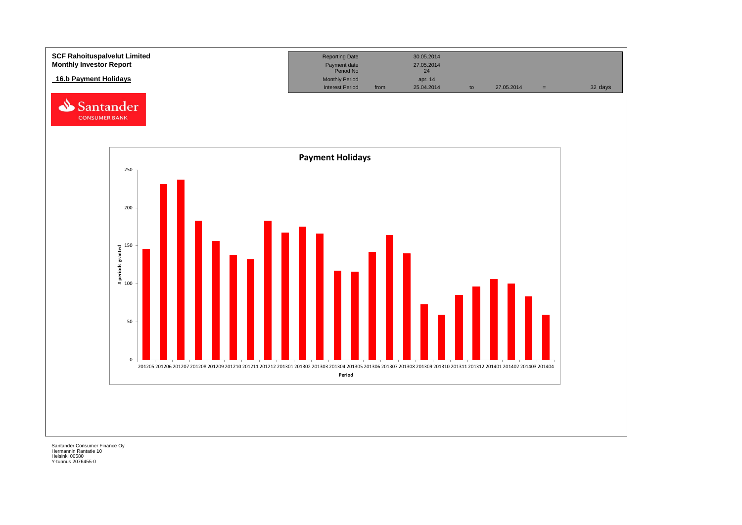**SCF Rahoituspalvelut Limited**
**Monthly Investor Report**

**16.b Payment Holidays**

| Reporting Date | | 30.05.2014 | | | | |
|---|---|---|---|---|---|---|
| Payment date | | 27.05.2014 | | | | |
| Period No | | 24 | | | | |
| Monthly Period | | apr. 14 | | | | |
| Interest Period | from | 25.04.2014 | to | 27.05.2014 | = | 32 days |

**Payment Holidays**

| Period | # periods granted (approx.) |
|---|---|
| 201205 | 146 |
| 201206 | 231 |
| 201207 | 237 |
| 201208 | 183 |
| 201209 | 156 |
| 201210 | 138 |
| 201211 | 132 |
| 201212 | 183 |
| 201301 | 167 |
| 201302 | 175 |
| 201303 | 166 |
| 201304 | 117 |
| 201305 | 116 |
| 201306 | 142 |
| 201307 | 164 |
| 201308 | 140 |
| 201309 | 73 |
| 201310 | 59 |
| 201311 | 85 |
| 201312 | 96 |
| 201401 | 106 |
| 201402 | 100 |
| 201403 | 83 |
| 201404 | 59 |

Santander Consumer Finance Oy
Hermannin Rantatie 10
Helsinki 00580
Y-tunnus 2076455-0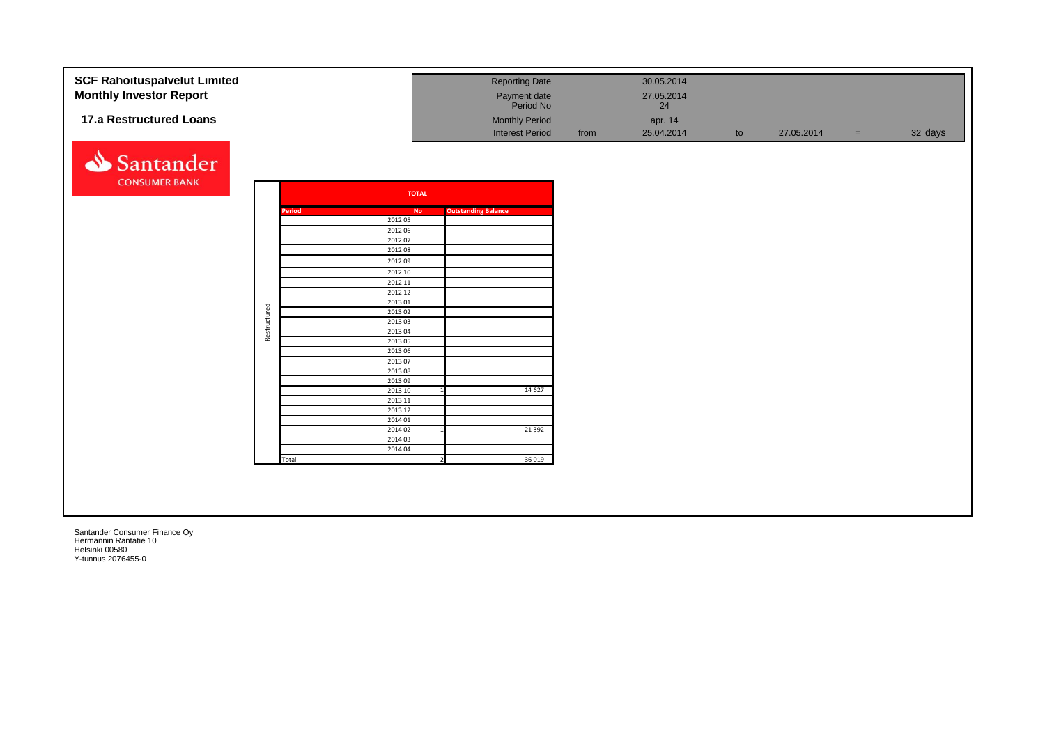**SCF Rahoituspalvelut Limited**
**Monthly Investor Report**

**17.a Restructured Loans**

| Reporting Date | | 30.05.2014 | | | | |
|---|---|---|---|---|---|---|
| Payment date Period No | | 27.05.2014 24 | | | | |
| Monthly Period | | apr. 14 | | | | |
| Interest Period | from | 25.04.2014 | to | 27.05.2014 | = | 32 days |

Santander CONSUMER BANK

| | TOTAL | | |
|---|---|---|---|
| | Period | No | Outstanding Balance |
| Restructured | 2012 05 | | |
| | 2012 06 | | |
| | 2012 07 | | |
| | 2012 08 | | |
| | 2012 09 | | |
| | 2012 10 | | |
| | 2012 11 | | |
| | 2012 12 | | |
| | 2013 01 | | |
| | 2013 02 | | |
| | 2013 03 | | |
| | 2013 04 | | |
| | 2013 05 | | |
| | 2013 06 | | |
| | 2013 07 | | |
| | 2013 08 | | |
| | 2013 09 | | |
| | 2013 10 | 1 | 14 627 |
| | 2013 11 | | |
| | 2013 12 | | |
| | 2014 01 | | |
| | 2014 02 | 1 | 21 392 |
| | 2014 03 | | |
| | 2014 04 | | |
| | Total | 2 | 36 019 |

Santander Consumer Finance Oy
Hermannin Rantatie 10
Helsinki 00580
Y-tunnus 2076455-0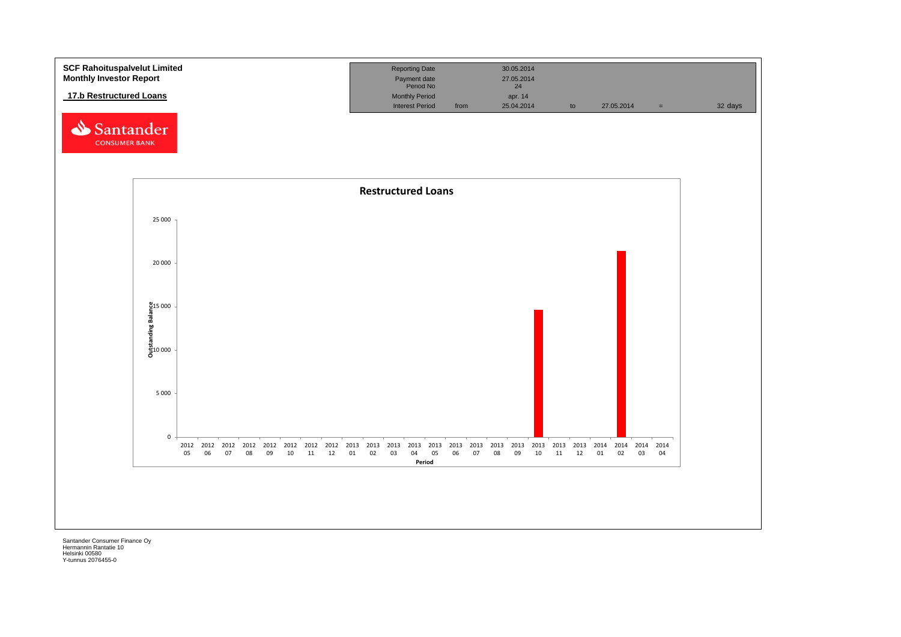**SCF Rahoituspalvelut Limited**
**Monthly Investor Report**

**17.b Restructured Loans**

| Reporting Date | | 30.05.2014 | | | | |
|---|---|---|---|---|---|---|
| Payment date | | 27.05.2014 | | | | |
| Period No | | 24 | | | | |
| Monthly Period | | apr. 14 | | | | |
| Interest Period | from | 25.04.2014 | to | 27.05.2014 | = | 32 days |

**Restructured Loans**

Outstanding Balance

25 000
20 000
15 000
10 000
5 000
0

2012 05, 2012 06, 2012 07, 2012 08, 2012 09, 2012 10, 2012 11, 2012 12, 2013 01, 2013 02, 2013 03, 2013 04, 2013 05, 2013 06, 2013 07, 2013 08, 2013 09, 2013 10, 2013 11, 2013 12, 2014 01, 2014 02, 2014 03, 2014 04

Period

Santander Consumer Finance Oy
Hermannin Rantatie 10
Helsinki 00580
Y-tunnus 2076455-0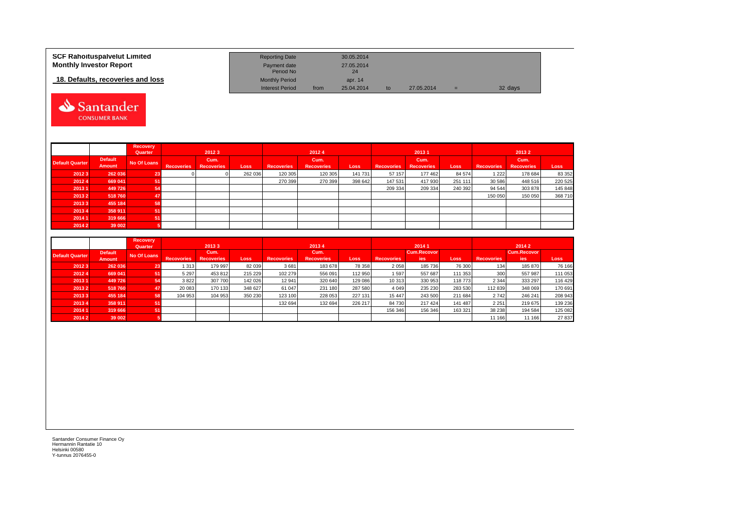**SCF Rahoituspalvelut Limited**
**Monthly Investor Report**

**18. Defaults, recoveries and loss**

| Reporting Date | | 30.05.2014 | | | | |
|---|---|---|---|---|---|---|
| Payment date | | 27.05.2014 | | | | |
| Period No | | 24 | | | | |
| Monthly Period | | apr. 14 | | | | |
| Interest Period | from | 25.04.2014 | to | 27.05.2014 | = | 32 days |

| | | Recovery Quarter | 2012 3 | | | 2012 4 | | | 2013 1 | | | 2013 2 | | |
|---|---|---|---|---|---|---|---|---|---|---|---|---|---|---|
| Default Quarter | Default Amount | No Of Loans | Recoveries | Cum. Recoveries | Loss | Recoveries | Cum. Recoveries | Loss | Recoveries | Cum. Recoveries | Loss | Recoveries | Cum. Recoveries | Loss |
| 2012 3 | 262 036 | 23 | 0 | 0 | 262 036 | 120 305 | 120 305 | 141 731 | 57 157 | 177 462 | 84 574 | 1 222 | 178 684 | 83 352 |
| 2012 4 | 669 041 | 51 | | | | 270 399 | 270 399 | 398 642 | 147 531 | 417 930 | 251 111 | 30 586 | 448 516 | 220 525 |
| 2013 1 | 449 726 | 54 | | | | | | | 209 334 | 209 334 | 240 392 | 94 544 | 303 878 | 145 848 |
| 2013 2 | 518 760 | 47 | | | | | | | | | | 150 050 | 150 050 | 368 710 |
| 2013 3 | 455 184 | 58 | | | | | | | | | | | | |
| 2013 4 | 358 911 | 51 | | | | | | | | | | | | |
| 2014 1 | 319 666 | 51 | | | | | | | | | | | | |
| 2014 2 | 39 002 | 5 | | | | | | | | | | | | |

| | | Recovery Quarter | 2013 3 | | | 2013 4 | | | 2014 1 | | | 2014 2 | | |
|---|---|---|---|---|---|---|---|---|---|---|---|---|---|---|
| Default Quarter | Default Amount | No Of Loans | Recoveries | Cum. Recoveries | Loss | Recoveries | Cum. Recoveries | Loss | Recoveries | Cum.Recoveries | Loss | Recoveries | Cum.Recoveries | Loss |
| 2012 3 | 262 036 | 23 | 1 313 | 179 997 | 82 039 | 3 681 | 183 678 | 78 358 | 2 058 | 185 736 | 76 300 | 134 | 185 870 | 76 166 |
| 2012 4 | 669 041 | 51 | 5 297 | 453 812 | 215 229 | 102 279 | 556 091 | 112 950 | 1 597 | 557 687 | 111 353 | 300 | 557 987 | 111 053 |
| 2013 1 | 449 726 | 54 | 3 822 | 307 700 | 142 026 | 12 941 | 320 640 | 129 086 | 10 313 | 330 953 | 118 773 | 2 344 | 333 297 | 116 429 |
| 2013 2 | 518 760 | 47 | 20 083 | 170 133 | 348 627 | 61 047 | 231 180 | 287 580 | 4 049 | 235 230 | 283 530 | 112 839 | 348 069 | 170 691 |
| 2013 3 | 455 184 | 58 | 104 953 | 104 953 | 350 230 | 123 100 | 228 053 | 227 131 | 15 447 | 243 500 | 211 684 | 2 742 | 246 241 | 208 943 |
| 2013 4 | 358 911 | 51 | | | | 132 694 | 132 694 | 226 217 | 84 730 | 217 424 | 141 487 | 2 251 | 219 675 | 139 236 |
| 2014 1 | 319 666 | 51 | | | | | | | 156 346 | 156 346 | 163 321 | 38 238 | 194 584 | 125 082 |
| 2014 2 | 39 002 | 5 | | | | | | | | | | 11 166 | 11 166 | 27 837 |

Santander Consumer Finance Oy
Hermannin Rantatie 10
Helsinki 00580
Y-tunnus 2076455-0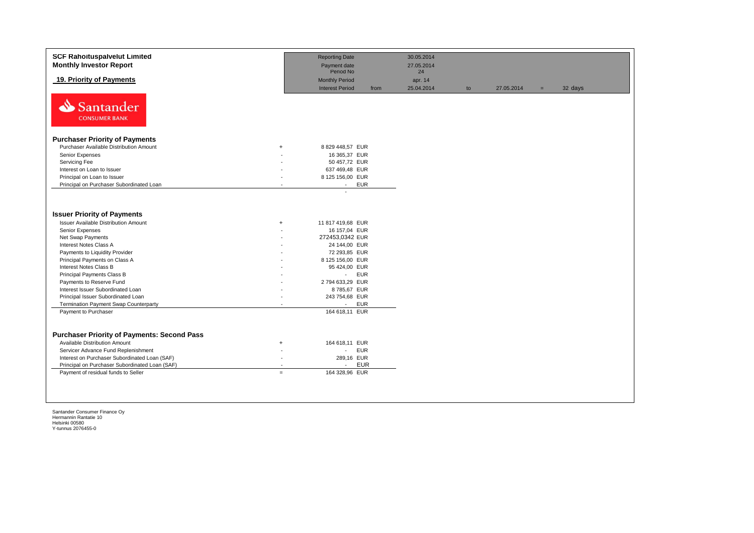**SCF Rahoituspalvelut Limited**
**Monthly Investor Report**

## 19. Priority of Payments

| | | | | | | | |
|---|---|---|---|---|---|---|---|
| Reporting Date | | 30.05.2014 | | | | | |
| Payment date | | 27.05.2014 | | | | | |
| Period No | | 24 | | | | | |
| Monthly Period | | apr. 14 | | | | | |
| Interest Period | from | 25.04.2014 | to | 27.05.2014 | = | 32 days | |

Santander CONSUMER BANK

### Purchaser Priority of Payments

| | | | |
|---|---|---|---|
| Purchaser Available Distribution Amount | + | 8 829 448,57 | EUR |
| Senior Expenses | - | 16 365,37 | EUR |
| Servicing Fee | - | 50 457,72 | EUR |
| Interest on Loan to Issuer | - | 637 469,48 | EUR |
| Principal on Loan to Issuer | - | 8 125 156,00 | EUR |
| Principal on Purchaser Subordinated Loan | - | - | EUR |
| | | - | |

### Issuer Priority of Payments

| | | | |
|---|---|---|---|
| Issuer Available Distribution Amount | + | 11 817 419,68 | EUR |
| Senior Expenses | - | 16 157,04 | EUR |
| Net Swap Payments | - | 272453,0342 | EUR |
| Interest Notes Class A | - | 24 144,00 | EUR |
| Payments to Liquidity Provider | - | 72 293,85 | EUR |
| Principal Payments on Class A | - | 8 125 156,00 | EUR |
| Interest Notes Class B | - | 95 424,00 | EUR |
| Principal Payments Class B | - | - | EUR |
| Payments to Reserve Fund | - | 2 794 633,29 | EUR |
| Interest Issuer Subordinated Loan | - | 8 785,67 | EUR |
| Principal Issuer Subordinated Loan | - | 243 754,68 | EUR |
| Termination Payment Swap Counterparty | - | - | EUR |
| Payment to Purchaser | | 164 618,11 | EUR |

### Purchaser Priority of Payments: Second Pass

| | | | |
|---|---|---|---|
| Available Distribution Amount | + | 164 618,11 | EUR |
| Servicer Advance Fund Replenishment | - | - | EUR |
| Interest on Purchaser Subordinated Loan (SAF) | - | 289,16 | EUR |
| Principal on Purchaser Subordinated Loan (SAF) | - | - | EUR |
| Payment of residual funds to Seller | = | 164 328,96 | EUR |

Santander Consumer Finance Oy
Hermannin Rantatie 10
Helsinki 00580
Y-tunnus 2076455-0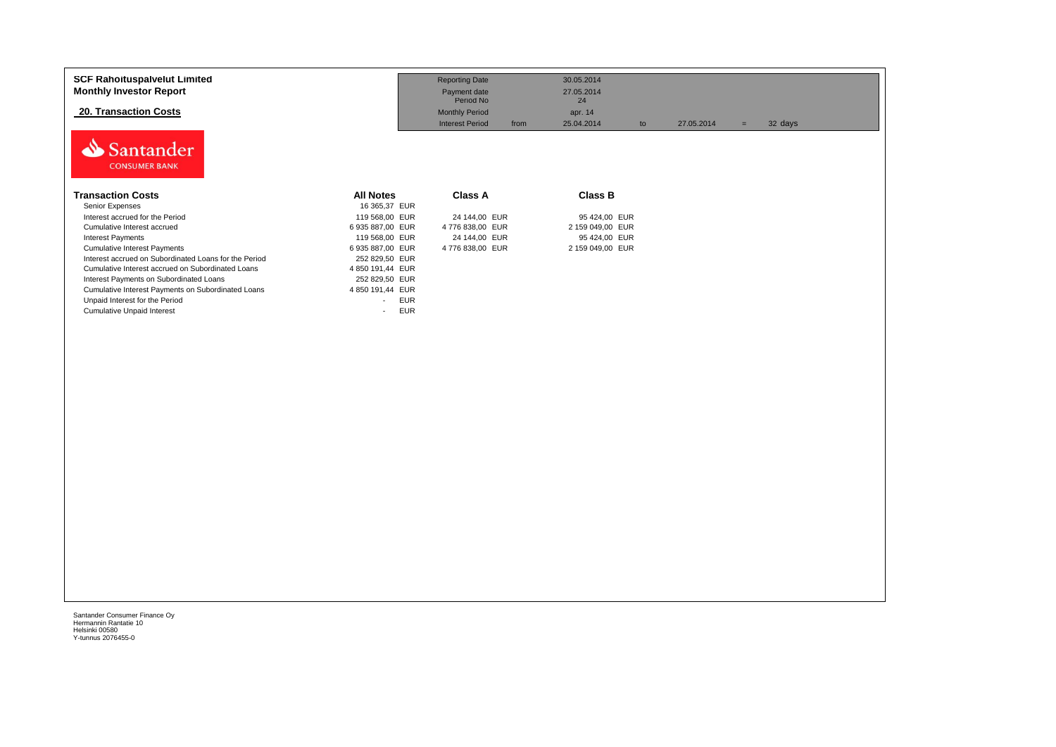**SCF Rahoituspalvelut Limited**
**Monthly Investor Report**

## 20. Transaction Costs

| | | | | | | |
|---|---|---|---|---|---|---|
| Reporting Date | | 30.05.2014 | | | | |
| Payment date | | 27.05.2014 | | | | |
| Period No | | 24 | | | | |
| Monthly Period | | apr. 14 | | | | |
| Interest Period | from | 25.04.2014 | to | 27.05.2014 | = | 32 days |

Santander CONSUMER BANK

| Transaction Costs | All Notes | Class A | Class B |
|---|---|---|---|
| Senior Expenses | 16 365,37 EUR | | |
| Interest accrued for the Period | 119 568,00 EUR | 24 144,00 EUR | 95 424,00 EUR |
| Cumulative Interest accrued | 6 935 887,00 EUR | 4 776 838,00 EUR | 2 159 049,00 EUR |
| Interest Payments | 119 568,00 EUR | 24 144,00 EUR | 95 424,00 EUR |
| Cumulative Interest Payments | 6 935 887,00 EUR | 4 776 838,00 EUR | 2 159 049,00 EUR |
| Interest accrued on Subordinated Loans for the Period | 252 829,50 EUR | | |
| Cumulative Interest accrued on Subordinated Loans | 4 850 191,44 EUR | | |
| Interest Payments on Subordinated Loans | 252 829,50 EUR | | |
| Cumulative Interest Payments on Subordinated Loans | 4 850 191,44 EUR | | |
| Unpaid Interest for the Period | - EUR | | |
| Cumulative Unpaid Interest | - EUR | | |

Santander Consumer Finance Oy
Hermannin Rantatie 10
Helsinki 00580
Y-tunnus 2076455-0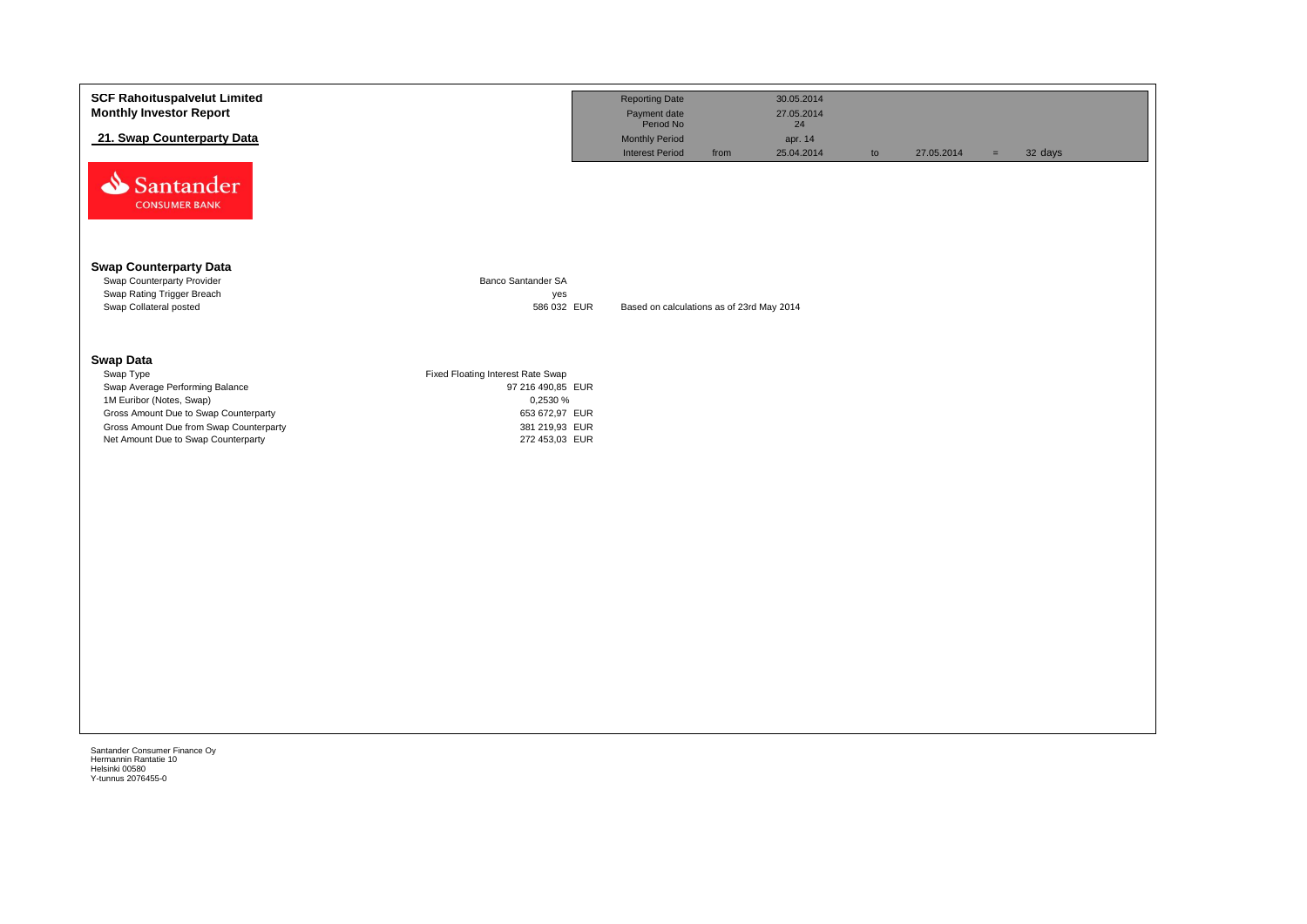**SCF Rahoituspalvelut Limited**
**Monthly Investor Report**

**21. Swap Counterparty Data**

| | | | | | | |
|---|---|---|---|---|---|---|
| Reporting Date | | 30.05.2014 | | | | |
| Payment date | | 27.05.2014 | | | | |
| Period No | | 24 | | | | |
| Monthly Period | | apr. 14 | | | | |
| Interest Period | from | 25.04.2014 | to | 27.05.2014 | = | 32 days |

Santander CONSUMER BANK

## Swap Counterparty Data

| | | |
|---|---|---|
| Swap Counterparty Provider | Banco Santander SA | |
| Swap Rating Trigger Breach | yes | |
| Swap Collateral posted | 586 032 EUR | Based on calculations as of 23rd May 2014 |

## Swap Data

| | |
|---|---|
| Swap Type | Fixed Floating Interest Rate Swap |
| Swap Average Performing Balance | 97 216 490,85 EUR |
| 1M Euribor (Notes, Swap) | 0,2530 % |
| Gross Amount Due to Swap Counterparty | 653 672,97 EUR |
| Gross Amount Due from Swap Counterparty | 381 219,93 EUR |
| Net Amount Due to Swap Counterparty | 272 453,03 EUR |

Santander Consumer Finance Oy
Hermannin Rantatie 10
Helsinki 00580
Y-tunnus 2076455-0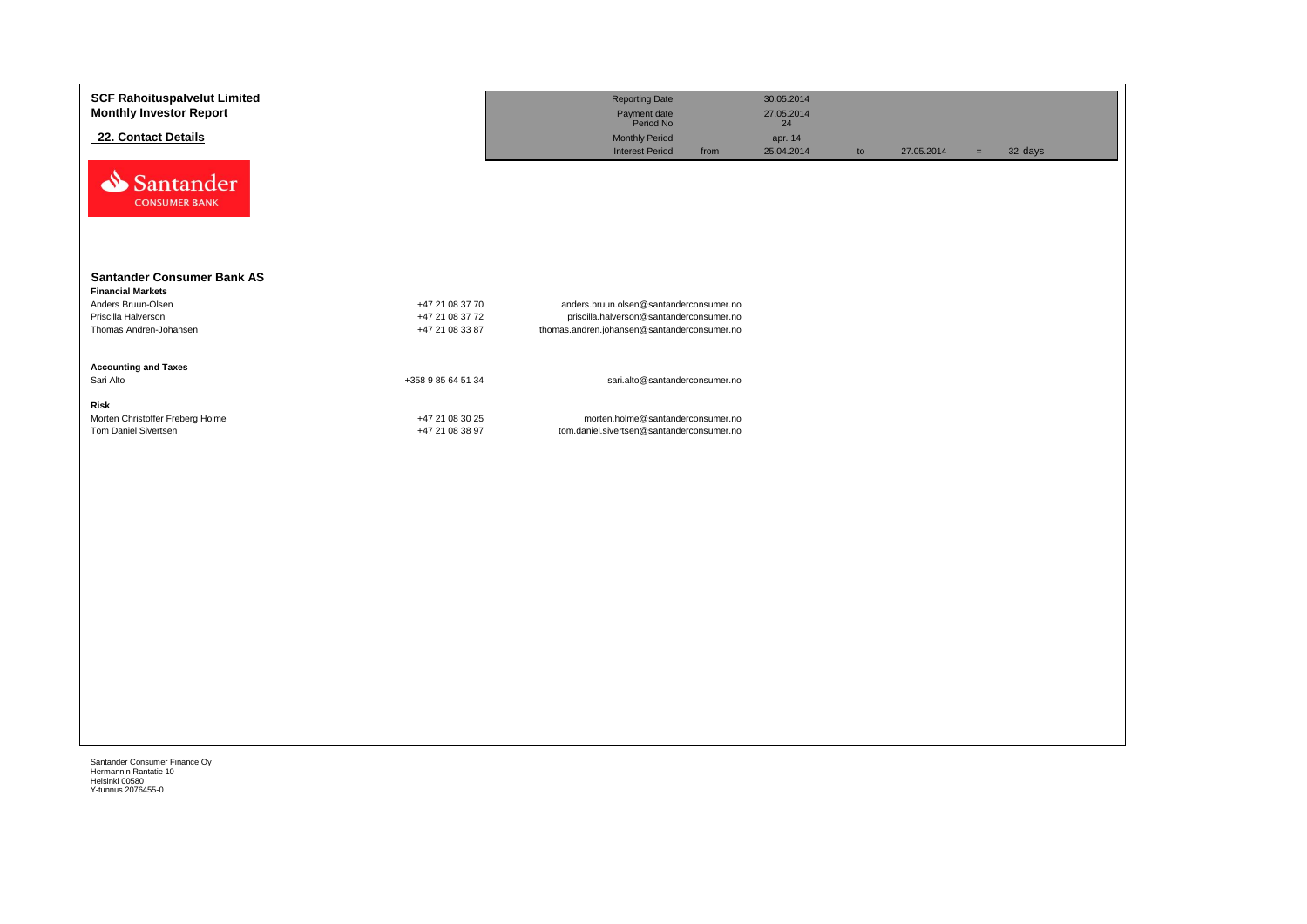**SCF Rahoituspalvelut Limited**
**Monthly Investor Report**

## 22. Contact Details

| | | | | | | |
|---|---|---|---|---|---|---|
| Reporting Date | | 30.05.2014 | | | | |
| Payment date | | 27.05.2014 | | | | |
| Period No | | 24 | | | | |
| Monthly Period | | apr. 14 | | | | |
| Interest Period | from | 25.04.2014 | to | 27.05.2014 | = | 32 days |

Santander
CONSUMER BANK

### Santander Consumer Bank AS

**Financial Markets**

| | | |
|---|---|---|
| Anders Bruun-Olsen | +47 21 08 37 70 | anders.bruun.olsen@santanderconsumer.no |
| Priscilla Halverson | +47 21 08 37 72 | priscilla.halverson@santanderconsumer.no |
| Thomas Andren-Johansen | +47 21 08 33 87 | thomas.andren.johansen@santanderconsumer.no |

**Accounting and Taxes**

| | | |
|---|---|---|
| Sari Alto | +358 9 85 64 51 34 | sari.alto@santanderconsumer.no |

**Risk**

| | | |
|---|---|---|
| Morten Christoffer Freberg Holme | +47 21 08 30 25 | morten.holme@santanderconsumer.no |
| Tom Daniel Sivertsen | +47 21 08 38 97 | tom.daniel.sivertsen@santanderconsumer.no |

Santander Consumer Finance Oy
Hermannin Rantatie 10
Helsinki 00580
Y-tunnus 2076455-0